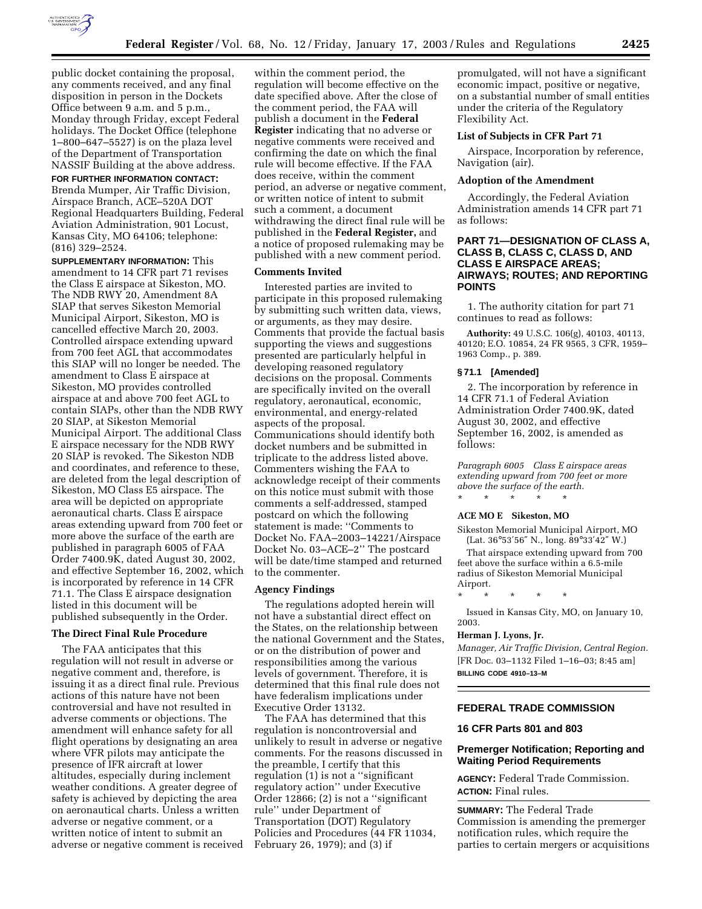public docket containing the proposal, any comments received, and any final disposition in person in the Dockets Office between 9 a.m. and 5 p.m., Monday through Friday, except Federal holidays. The Docket Office (telephone 1–800–647–5527) is on the plaza level of the Department of Transportation NASSIF Building at the above address.

**FOR FURTHER INFORMATION CONTACT:** Brenda Mumper, Air Traffic Division, Airspace Branch, ACE–520A DOT Regional Headquarters Building, Federal Aviation Administration, 901 Locust, Kansas City, MO 64106; telephone: (816) 329–2524.

**SUPPLEMENTARY INFORMATION:** This amendment to 14 CFR part 71 revises the Class E airspace at Sikeston, MO. The NDB RWY 20, Amendment 8A SIAP that serves Sikeston Memorial Municipal Airport, Sikeston, MO is cancelled effective March 20, 2003. Controlled airspace extending upward from 700 feet AGL that accommodates this SIAP will no longer be needed. The amendment to Class E airspace at Sikeston, MO provides controlled airspace at and above 700 feet AGL to contain SIAPs, other than the NDB RWY 20 SIAP, at Sikeston Memorial Municipal Airport. The additional Class E airspace necessary for the NDB RWY 20 SIAP is revoked. The Sikeston NDB and coordinates, and reference to these, are deleted from the legal description of Sikeston, MO Class E5 airspace. The area will be depicted on appropriate aeronautical charts. Class E airspace areas extending upward from 700 feet or more above the surface of the earth are published in paragraph 6005 of FAA Order 7400.9K, dated August 30, 2002, and effective September 16, 2002, which is incorporated by reference in 14 CFR 71.1. The Class E airspace designation listed in this document will be published subsequently in the Order.

**The Direct Final Rule Procedure**

The FAA anticipates that this regulation will not result in adverse or negative comment and, therefore, is issuing it as a direct final rule. Previous actions of this nature have not been controversial and have not resulted in adverse comments or objections. The amendment will enhance safety for all flight operations by designating an area where VFR pilots may anticipate the presence of IFR aircraft at lower altitudes, especially during inclement weather conditions. A greater degree of safety is achieved by depicting the area on aeronautical charts. Unless a written adverse or negative comment, or a written notice of intent to submit an adverse or negative comment is received within the comment period, the regulation will become effective on the date specified above. After the close of the comment period, the FAA will publish a document in the **Federal Register** indicating that no adverse or negative comments were received and confirming the date on which the final rule will become effective. If the FAA does receive, within the comment period, an adverse or negative comment, or written notice of intent to submit such a comment, a document withdrawing the direct final rule will be published in the **Federal Register,** and a notice of proposed rulemaking may be published with a new comment period.

**Comments Invited**

Interested parties are invited to participate in this proposed rulemaking by submitting such written data, views, or arguments, as they may desire. Comments that provide the factual basis supporting the views and suggestions presented are particularly helpful in developing reasoned regulatory decisions on the proposal. Comments are specifically invited on the overall regulatory, aeronautical, economic, environmental, and energy-related aspects of the proposal. Communications should identify both docket numbers and be submitted in triplicate to the address listed above. Commenters wishing the FAA to acknowledge receipt of their comments on this notice must submit with those comments a self-addressed, stamped postcard on which the following statement is made: ''Comments to Docket No. FAA–2003–14221/Airspace Docket No. 03–ACE–2'' The postcard will be date/time stamped and returned to the commenter.

**Agency Findings**

The regulations adopted herein will not have a substantial direct effect on the States, on the relationship between the national Government and the States, or on the distribution of power and responsibilities among the various levels of government. Therefore, it is determined that this final rule does not have federalism implications under Executive Order 13132.

The FAA has determined that this regulation is noncontroversial and unlikely to result in adverse or negative comments. For the reasons discussed in the preamble, I certify that this regulation (1) is not a ''significant regulatory action'' under Executive Order 12866; (2) is not a ''significant rule'' under Department of Transportation (DOT) Regulatory Policies and Procedures (44 FR 11034, February 26, 1979); and (3) if promulgated, will not have a significant economic impact, positive or negative, on a substantial number of small entities under the criteria of the Regulatory Flexibility Act.

**List of Subjects in CFR Part 71**

Airspace, Incorporation by reference, Navigation (air).

**Adoption of the Amendment**

Accordingly, the Federal Aviation Administration amends 14 CFR part 71 as follows:

## PART 71—DESIGNATION OF CLASS A, CLASS B, CLASS C, CLASS D, AND CLASS E AIRSPACE AREAS; AIRWAYS; ROUTES; AND REPORTING POINTS

1. The authority citation for part 71 continues to read as follows:

**Authority:** 49 U.S.C. 106(g), 40103, 40113, 40120; E.O. 10854, 24 FR 9565, 3 CFR, 1959–1963 Comp., p. 389.

**§ 71.1 [Amended]**

2. The incorporation by reference in 14 CFR 71.1 of Federal Aviation Administration Order 7400.9K, dated August 30, 2002, and effective September 16, 2002, is amended as follows:

*Paragraph 6005 Class E airspace areas extending upward from 700 feet or more above the surface of the earth.*

\* \* \* \* \*

**ACE MO E Sikeston, MO**

Sikeston Memorial Municipal Airport, MO (Lat. 36°53′56″ N., long. 89°33′42″ W.)

That airspace extending upward from 700 feet above the surface within a 6.5-mile radius of Sikeston Memorial Municipal Airport.

\* \* \* \* \*

Issued in Kansas City, MO, on January 10, 2003.

**Herman J. Lyons, Jr.**

*Manager, Air Traffic Division, Central Region.*

[FR Doc. 03–1132 Filed 1–16–03; 8:45 am]

**BILLING CODE 4910–13–M**

---

## FEDERAL TRADE COMMISSION

### 16 CFR Parts 801 and 803

### Premerger Notification; Reporting and Waiting Period Requirements

**AGENCY:** Federal Trade Commission.

**ACTION:** Final rules.

**SUMMARY:** The Federal Trade Commission is amending the premerger notification rules, which require the parties to certain mergers or acquisitions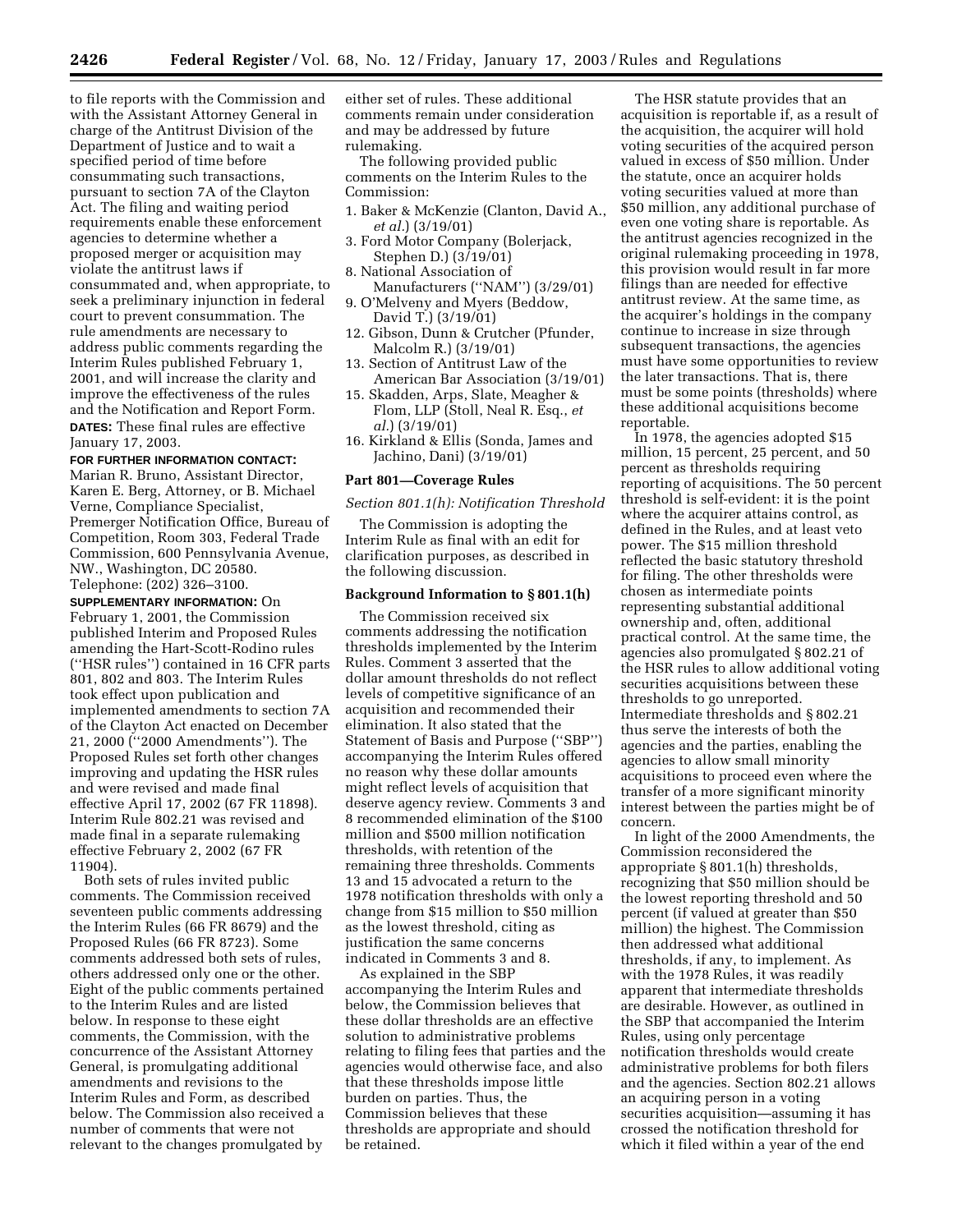to file reports with the Commission and with the Assistant Attorney General in charge of the Antitrust Division of the Department of Justice and to wait a specified period of time before consummating such transactions, pursuant to section 7A of the Clayton Act. The filing and waiting period requirements enable these enforcement agencies to determine whether a proposed merger or acquisition may violate the antitrust laws if consummated and, when appropriate, to seek a preliminary injunction in federal court to prevent consummation. The rule amendments are necessary to address public comments regarding the Interim Rules published February 1, 2001, and will increase the clarity and improve the effectiveness of the rules and the Notification and Report Form.

**DATES:** These final rules are effective January 17, 2003.

**FOR FURTHER INFORMATION CONTACT:** Marian R. Bruno, Assistant Director, Karen E. Berg, Attorney, or B. Michael Verne, Compliance Specialist, Premerger Notification Office, Bureau of Competition, Room 303, Federal Trade Commission, 600 Pennsylvania Avenue, NW., Washington, DC 20580. Telephone: (202) 326–3100.

**SUPPLEMENTARY INFORMATION:** On February 1, 2001, the Commission published Interim and Proposed Rules amending the Hart-Scott-Rodino rules (''HSR rules'') contained in 16 CFR parts 801, 802 and 803. The Interim Rules took effect upon publication and implemented amendments to section 7A of the Clayton Act enacted on December 21, 2000 (''2000 Amendments''). The Proposed Rules set forth other changes improving and updating the HSR rules and were revised and made final effective April 17, 2002 (67 FR 11898). Interim Rule 802.21 was revised and made final in a separate rulemaking effective February 2, 2002 (67 FR 11904).

Both sets of rules invited public comments. The Commission received seventeen public comments addressing the Interim Rules (66 FR 8679) and the Proposed Rules (66 FR 8723). Some comments addressed both sets of rules, others addressed only one or the other. Eight of the public comments pertained to the Interim Rules and are listed below. In response to these eight comments, the Commission, with the concurrence of the Assistant Attorney General, is promulgating additional amendments and revisions to the Interim Rules and Form, as described below. The Commission also received a number of comments that were not relevant to the changes promulgated by either set of rules. These additional comments remain under consideration and may be addressed by future rulemaking.

The following provided public comments on the Interim Rules to the Commission:

1. Baker & McKenzie (Clanton, David A., *et al.*) (3/19/01)
3. Ford Motor Company (Bolerjack, Stephen D.) (3/19/01)
8. National Association of Manufacturers (''NAM'') (3/29/01)
9. O'Melveny and Myers (Beddow, David T.) (3/19/01)
12. Gibson, Dunn & Crutcher (Pfunder, Malcolm R.) (3/19/01)
13. Section of Antitrust Law of the American Bar Association (3/19/01)
15. Skadden, Arps, Slate, Meagher & Flom, LLP (Stoll, Neal R. Esq., *et al.*) (3/19/01)
16. Kirkland & Ellis (Sonda, James and Jachino, Dani) (3/19/01)

## Part 801—Coverage Rules

### *Section 801.1(h): Notification Threshold*

The Commission is adopting the Interim Rule as final with an edit for clarification purposes, as described in the following discussion.

### Background Information to § 801.1(h)

The Commission received six comments addressing the notification thresholds implemented by the Interim Rules. Comment 3 asserted that the dollar amount thresholds do not reflect levels of competitive significance of an acquisition and recommended their elimination. It also stated that the Statement of Basis and Purpose (''SBP'') accompanying the Interim Rules offered no reason why these dollar amounts might reflect levels of acquisition that deserve agency review. Comments 3 and 8 recommended elimination of the $100 million and $500 million notification thresholds, with retention of the remaining three thresholds. Comments 13 and 15 advocated a return to the 1978 notification thresholds with only a change from $15 million to $50 million as the lowest threshold, citing as justification the same concerns indicated in Comments 3 and 8.

As explained in the SBP accompanying the Interim Rules and below, the Commission believes that these dollar thresholds are an effective solution to administrative problems relating to filing fees that parties and the agencies would otherwise face, and also that these thresholds impose little burden on parties. Thus, the Commission believes that these thresholds are appropriate and should be retained.

The HSR statute provides that an acquisition is reportable if, as a result of the acquisition, the acquirer will hold voting securities of the acquired person valued in excess of $50 million. Under the statute, once an acquirer holds voting securities valued at more than $50 million, any additional purchase of even one voting share is reportable. As the antitrust agencies recognized in the original rulemaking proceeding in 1978, this provision would result in far more filings than are needed for effective antitrust review. At the same time, as the acquirer's holdings in the company continue to increase in size through subsequent transactions, the agencies must have some opportunities to review the later transactions. That is, there must be some points (thresholds) where these additional acquisitions become reportable.

In 1978, the agencies adopted $15 million, 15 percent, 25 percent, and 50 percent as thresholds requiring reporting of acquisitions. The 50 percent threshold is self-evident: it is the point where the acquirer attains control, as defined in the Rules, and at least veto power. The $15 million threshold reflected the basic statutory threshold for filing. The other thresholds were chosen as intermediate points representing substantial additional ownership and, often, additional practical control. At the same time, the agencies also promulgated § 802.21 of the HSR rules to allow additional voting securities acquisitions between these thresholds to go unreported. Intermediate thresholds and § 802.21 thus serve the interests of both the agencies and the parties, enabling the agencies to allow small minority acquisitions to proceed even where the transfer of a more significant minority interest between the parties might be of concern.

In light of the 2000 Amendments, the Commission reconsidered the appropriate § 801.1(h) thresholds, recognizing that $50 million should be the lowest reporting threshold and 50 percent (if valued at greater than $50 million) the highest. The Commission then addressed what additional thresholds, if any, to implement. As with the 1978 Rules, it was readily apparent that intermediate thresholds are desirable. However, as outlined in the SBP that accompanied the Interim Rules, using only percentage notification thresholds would create administrative problems for both filers and the agencies. Section 802.21 allows an acquiring person in a voting securities acquisition—assuming it has crossed the notification threshold for which it filed within a year of the end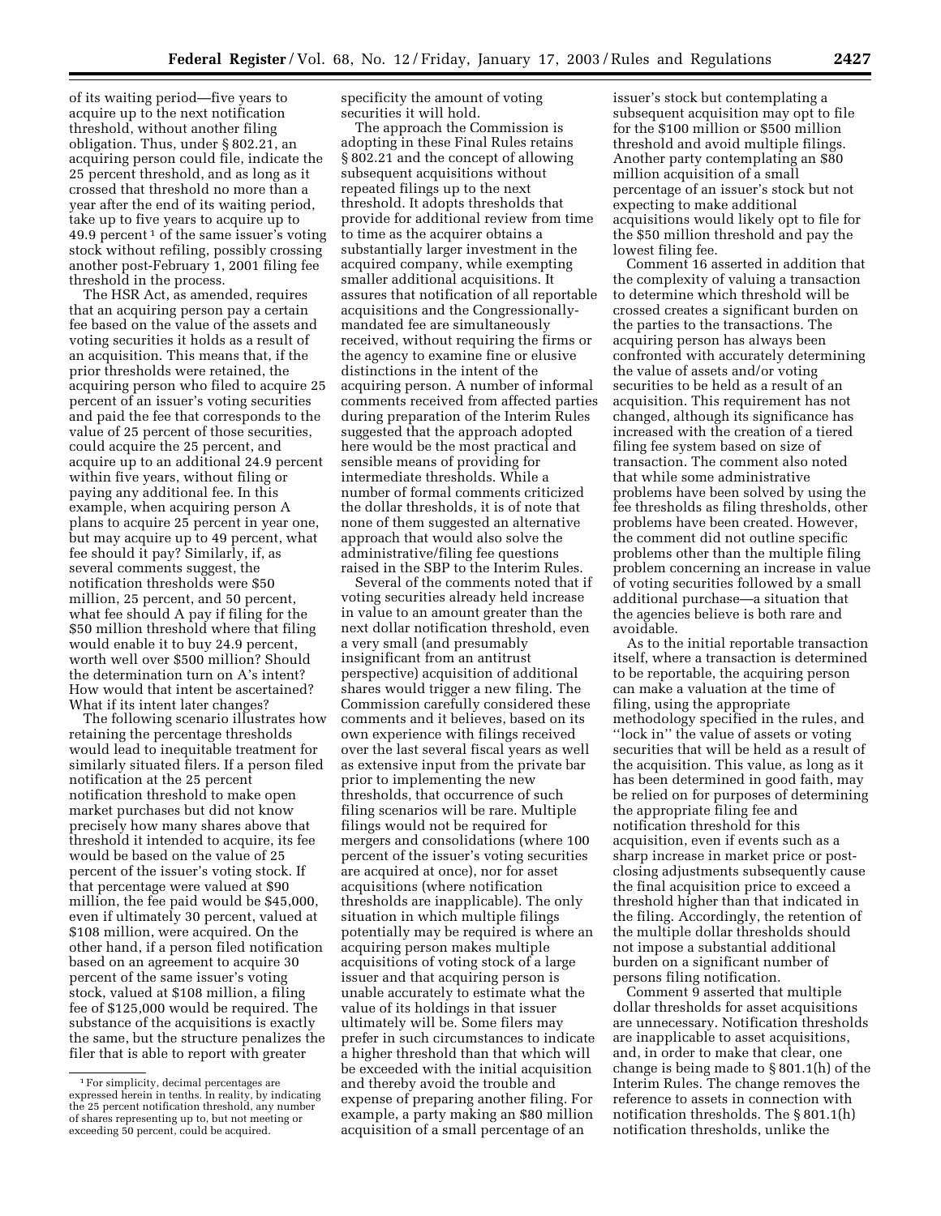of its waiting period—five years to acquire up to the next notification threshold, without another filing obligation. Thus, under § 802.21, an acquiring person could file, indicate the 25 percent threshold, and as long as it crossed that threshold no more than a year after the end of its waiting period, take up to five years to acquire up to 49.9 percent [1] of the same issuer's voting stock without refiling, possibly crossing another post-February 1, 2001 filing fee threshold in the process.

The HSR Act, as amended, requires that an acquiring person pay a certain fee based on the value of the assets and voting securities it holds as a result of an acquisition. This means that, if the prior thresholds were retained, the acquiring person who filed to acquire 25 percent of an issuer's voting securities and paid the fee that corresponds to the value of 25 percent of those securities, could acquire the 25 percent, and acquire up to an additional 24.9 percent within five years, without filing or paying any additional fee. In this example, when acquiring person A plans to acquire 25 percent in year one, but may acquire up to 49 percent, what fee should it pay? Similarly, if, as several comments suggest, the notification thresholds were $50 million, 25 percent, and 50 percent, what fee should A pay if filing for the $50 million threshold where that filing would enable it to buy 24.9 percent, worth well over $500 million? Should the determination turn on A's intent? How would that intent be ascertained? What if its intent later changes?

The following scenario illustrates how retaining the percentage thresholds would lead to inequitable treatment for similarly situated filers. If a person filed notification at the 25 percent notification threshold to make open market purchases but did not know precisely how many shares above that threshold it intended to acquire, its fee would be based on the value of 25 percent of the issuer's voting stock. If that percentage were valued at $90 million, the fee paid would be $45,000, even if ultimately 30 percent, valued at $108 million, were acquired. On the other hand, if a person filed notification based on an agreement to acquire 30 percent of the same issuer's voting stock, valued at $108 million, a filing fee of $125,000 would be required. The substance of the acquisitions is exactly the same, but the structure penalizes the filer that is able to report with greater specificity the amount of voting securities it will hold.

The approach the Commission is adopting in these Final Rules retains § 802.21 and the concept of allowing subsequent acquisitions without repeated filings up to the next threshold. It adopts thresholds that provide for additional review from time to time as the acquirer obtains a substantially larger investment in the acquired company, while exempting smaller additional acquisitions. It assures that notification of all reportable acquisitions and the Congressionally-mandated fee are simultaneously received, without requiring the firms or the agency to examine fine or elusive distinctions in the intent of the acquiring person. A number of informal comments received from affected parties during preparation of the Interim Rules suggested that the approach adopted here would be the most practical and sensible means of providing for intermediate thresholds. While a number of formal comments criticized the dollar thresholds, it is of note that none of them suggested an alternative approach that would also solve the administrative/filing fee questions raised in the SBP to the Interim Rules.

Several of the comments noted that if voting securities already held increase in value to an amount greater than the next dollar notification threshold, even a very small (and presumably insignificant from an antitrust perspective) acquisition of additional shares would trigger a new filing. The Commission carefully considered these comments and it believes, based on its own experience with filings received over the last several fiscal years as well as extensive input from the private bar prior to implementing the new thresholds, that occurrence of such filing scenarios will be rare. Multiple filings would not be required for mergers and consolidations (where 100 percent of the issuer's voting securities are acquired at once), nor for asset acquisitions (where notification thresholds are inapplicable). The only situation in which multiple filings potentially may be required is where an acquiring person makes multiple acquisitions of voting stock of a large issuer and that acquiring person is unable accurately to estimate what the value of its holdings in that issuer ultimately will be. Some filers may prefer in such circumstances to indicate a higher threshold than that which will be exceeded with the initial acquisition and thereby avoid the trouble and expense of preparing another filing. For example, a party making an $80 million acquisition of a small percentage of an issuer's stock but contemplating a subsequent acquisition may opt to file for the $100 million or $500 million threshold and avoid multiple filings. Another party contemplating an $80 million acquisition of a small percentage of an issuer's stock but not expecting to make additional acquisitions would likely opt to file for the $50 million threshold and pay the lowest filing fee.

Comment 16 asserted in addition that the complexity of valuing a transaction to determine which threshold will be crossed creates a significant burden on the parties to the transactions. The acquiring person has always been confronted with accurately determining the value of assets and/or voting securities to be held as a result of an acquisition. This requirement has not changed, although its significance has increased with the creation of a tiered filing fee system based on size of transaction. The comment also noted that while some administrative problems have been solved by using the fee thresholds as filing thresholds, other problems have been created. However, the comment did not outline specific problems other than the multiple filing problem concerning an increase in value of voting securities followed by a small additional purchase—a situation that the agencies believe is both rare and avoidable.

As to the initial reportable transaction itself, where a transaction is determined to be reportable, the acquiring person can make a valuation at the time of filing, using the appropriate methodology specified in the rules, and "lock in" the value of assets or voting securities that will be held as a result of the acquisition. This value, as long as it has been determined in good faith, may be relied on for purposes of determining the appropriate filing fee and notification threshold for this acquisition, even if events such as a sharp increase in market price or post-closing adjustments subsequently cause the final acquisition price to exceed a threshold higher than that indicated in the filing. Accordingly, the retention of the multiple dollar thresholds should not impose a substantial additional burden on a significant number of persons filing notification.

Comment 9 asserted that multiple dollar thresholds for asset acquisitions are unnecessary. Notification thresholds are inapplicable to asset acquisitions, and, in order to make that clear, one change is being made to § 801.1(h) of the Interim Rules. The change removes the reference to assets in connection with notification thresholds. The § 801.1(h) notification thresholds, unlike the

[1] For simplicity, decimal percentages are expressed herein in tenths. In reality, by indicating the 25 percent notification threshold, any number of shares representing up to, but not meeting or exceeding 50 percent, could be acquired.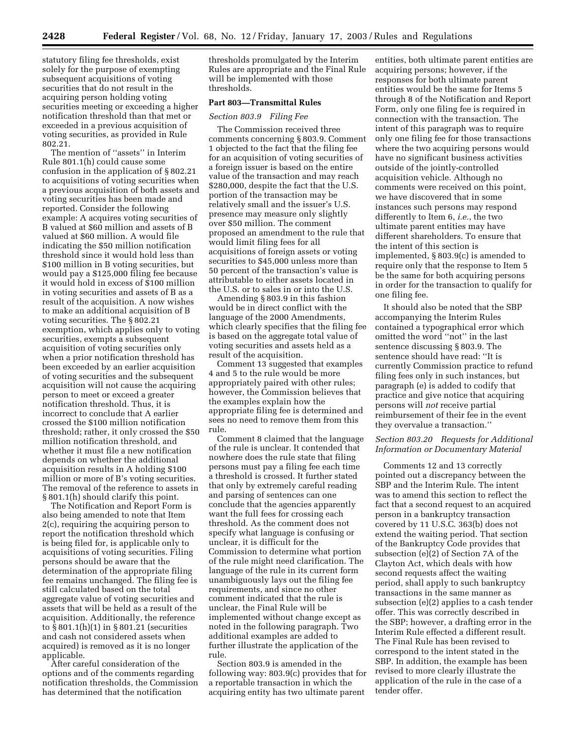statutory filing fee thresholds, exist solely for the purpose of exempting subsequent acquisitions of voting securities that do not result in the acquiring person holding voting securities meeting or exceeding a higher notification threshold than that met or exceeded in a previous acquisition of voting securities, as provided in Rule 802.21.

The mention of ''assets'' in Interim Rule 801.1(h) could cause some confusion in the application of § 802.21 to acquisitions of voting securities when a previous acquisition of both assets and voting securities has been made and reported. Consider the following example: A acquires voting securities of B valued at $60 million and assets of B valued at $60 million. A would file indicating the $50 million notification threshold since it would hold less than $100 million in B voting securities, but would pay a $125,000 filing fee because it would hold in excess of $100 million in voting securities and assets of B as a result of the acquisition. A now wishes to make an additional acquisition of B voting securities. The § 802.21 exemption, which applies only to voting securities, exempts a subsequent acquisition of voting securities only when a prior notification threshold has been exceeded by an earlier acquisition of voting securities and the subsequent acquisition will not cause the acquiring person to meet or exceed a greater notification threshold. Thus, it is incorrect to conclude that A earlier crossed the $100 million notification threshold; rather, it only crossed the $50 million notification threshold, and whether it must file a new notification depends on whether the additional acquisition results in A holding $100 million or more of B's voting securities. The removal of the reference to assets in § 801.1(h) should clarify this point.

The Notification and Report Form is also being amended to note that Item 2(c), requiring the acquiring person to report the notification threshold which is being filed for, is applicable only to acquisitions of voting securities. Filing persons should be aware that the determination of the appropriate filing fee remains unchanged. The filing fee is still calculated based on the total aggregate value of voting securities and assets that will be held as a result of the acquisition. Additionally, the reference to § 801.1(h)(1) in § 801.21 (securities and cash not considered assets when acquired) is removed as it is no longer applicable.

After careful consideration of the options and of the comments regarding notification thresholds, the Commission has determined that the notification thresholds promulgated by the Interim Rules are appropriate and the Final Rule will be implemented with those thresholds.

## Part 803—Transmittal Rules

### *Section 803.9 Filing Fee*

The Commission received three comments concerning § 803.9. Comment 1 objected to the fact that the filing fee for an acquisition of voting securities of a foreign issuer is based on the entire value of the transaction and may reach $280,000, despite the fact that the U.S. portion of the transaction may be relatively small and the issuer's U.S. presence may measure only slightly over $50 million. The comment proposed an amendment to the rule that would limit filing fees for all acquisitions of foreign assets or voting securities to $45,000 unless more than 50 percent of the transaction's value is attributable to either assets located in the U.S. or to sales in or into the U.S.

Amending § 803.9 in this fashion would be in direct conflict with the language of the 2000 Amendments, which clearly specifies that the filing fee is based on the aggregate total value of voting securities and assets held as a result of the acquisition.

Comment 13 suggested that examples 4 and 5 to the rule would be more appropriately paired with other rules; however, the Commission believes that the examples explain how the appropriate filing fee is determined and sees no need to remove them from this rule.

Comment 8 claimed that the language of the rule is unclear. It contended that nowhere does the rule state that filing persons must pay a filing fee each time a threshold is crossed. It further stated that only by extremely careful reading and parsing of sentences can one conclude that the agencies apparently want the full fees for crossing each threshold. As the comment does not specify what language is confusing or unclear, it is difficult for the Commission to determine what portion of the rule might need clarification. The language of the rule in its current form unambiguously lays out the filing fee requirements, and since no other comment indicated that the rule is unclear, the Final Rule will be implemented without change except as noted in the following paragraph. Two additional examples are added to further illustrate the application of the rule.

Section 803.9 is amended in the following way: 803.9(c) provides that for a reportable transaction in which the acquiring entity has two ultimate parent entities, both ultimate parent entities are acquiring persons; however, if the responses for both ultimate parent entities would be the same for Items 5 through 8 of the Notification and Report Form, only one filing fee is required in connection with the transaction. The intent of this paragraph was to require only one filing fee for those transactions where the two acquiring persons would have no significant business activities outside of the jointly-controlled acquisition vehicle. Although no comments were received on this point, we have discovered that in some instances such persons may respond differently to Item 6, *i.e.*, the two ultimate parent entities may have different shareholders. To ensure that the intent of this section is implemented, § 803.9(c) is amended to require only that the response to Item 5 be the same for both acquiring persons in order for the transaction to qualify for one filing fee.

It should also be noted that the SBP accompanying the Interim Rules contained a typographical error which omitted the word ''not'' in the last sentence discussing § 803.9. The sentence should have read: ''It is currently Commission practice to refund filing fees only in such instances, but paragraph (e) is added to codify that practice and give notice that acquiring persons will *not* receive partial reimbursement of their fee in the event they overvalue a transaction.''

### *Section 803.20 Requests for Additional Information or Documentary Material*

Comments 12 and 13 correctly pointed out a discrepancy between the SBP and the Interim Rule. The intent was to amend this section to reflect the fact that a second request to an acquired person in a bankruptcy transaction covered by 11 U.S.C. 363(b) does not extend the waiting period. That section of the Bankruptcy Code provides that subsection (e)(2) of Section 7A of the Clayton Act, which deals with how second requests affect the waiting period, shall apply to such bankruptcy transactions in the same manner as subsection (e)(2) applies to a cash tender offer. This was correctly described in the SBP; however, a drafting error in the Interim Rule effected a different result. The Final Rule has been revised to correspond to the intent stated in the SBP. In addition, the example has been revised to more clearly illustrate the application of the rule in the case of a tender offer.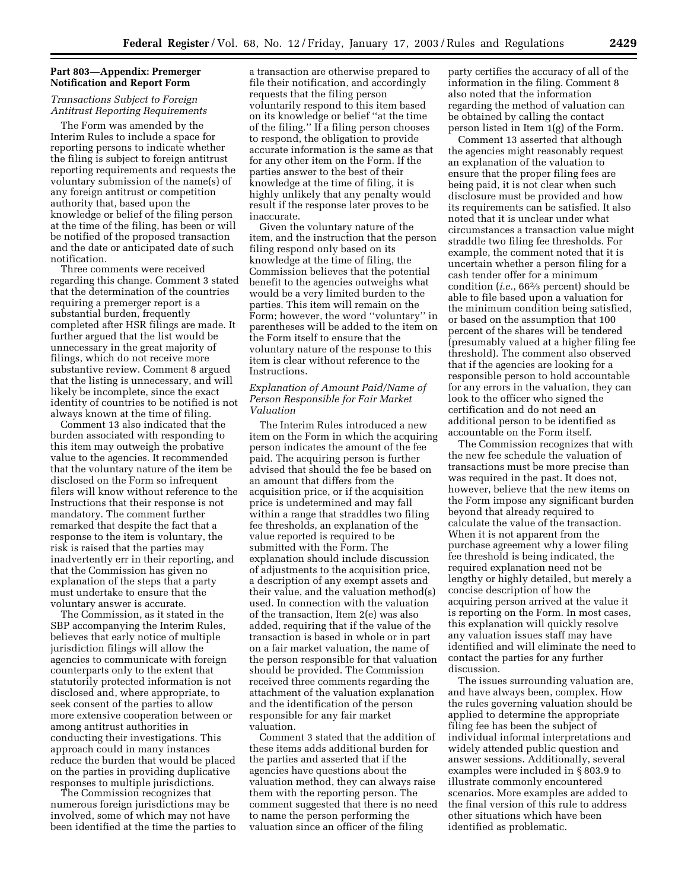## Part 803—Appendix: Premerger Notification and Report Form

### *Transactions Subject to Foreign Antitrust Reporting Requirements*

The Form was amended by the Interim Rules to include a space for reporting persons to indicate whether the filing is subject to foreign antitrust reporting requirements and requests the voluntary submission of the name(s) of any foreign antitrust or competition authority that, based upon the knowledge or belief of the filing person at the time of the filing, has been or will be notified of the proposed transaction and the date or anticipated date of such notification.

Three comments were received regarding this change. Comment 3 stated that the determination of the countries requiring a premerger report is a substantial burden, frequently completed after HSR filings are made. It further argued that the list would be unnecessary in the great majority of filings, which do not receive more substantive review. Comment 8 argued that the listing is unnecessary, and will likely be incomplete, since the exact identity of countries to be notified is not always known at the time of filing.

Comment 13 also indicated that the burden associated with responding to this item may outweigh the probative value to the agencies. It recommended that the voluntary nature of the item be disclosed on the Form so infrequent filers will know without reference to the Instructions that their response is not mandatory. The comment further remarked that despite the fact that a response to the item is voluntary, the risk is raised that the parties may inadvertently err in their reporting, and that the Commission has given no explanation of the steps that a party must undertake to ensure that the voluntary answer is accurate.

The Commission, as it stated in the SBP accompanying the Interim Rules, believes that early notice of multiple jurisdiction filings will allow the agencies to communicate with foreign counterparts only to the extent that statutorily protected information is not disclosed and, where appropriate, to seek consent of the parties to allow more extensive cooperation between or among antitrust authorities in conducting their investigations. This approach could in many instances reduce the burden that would be placed on the parties in providing duplicative responses to multiple jurisdictions.

The Commission recognizes that numerous foreign jurisdictions may be involved, some of which may not have been identified at the time the parties to a transaction are otherwise prepared to file their notification, and accordingly requests that the filing person voluntarily respond to this item based on its knowledge or belief ''at the time of the filing.'' If a filing person chooses to respond, the obligation to provide accurate information is the same as that for any other item on the Form. If the parties answer to the best of their knowledge at the time of filing, it is highly unlikely that any penalty would result if the response later proves to be inaccurate.

Given the voluntary nature of the item, and the instruction that the person filing respond only based on its knowledge at the time of filing, the Commission believes that the potential benefit to the agencies outweighs what would be a very limited burden to the parties. This item will remain on the Form; however, the word ''voluntary'' in parentheses will be added to the item on the Form itself to ensure that the voluntary nature of the response to this item is clear without reference to the Instructions.

### *Explanation of Amount Paid/Name of Person Responsible for Fair Market Valuation*

The Interim Rules introduced a new item on the Form in which the acquiring person indicates the amount of the fee paid. The acquiring person is further advised that should the fee be based on an amount that differs from the acquisition price, or if the acquisition price is undetermined and may fall within a range that straddles two filing fee thresholds, an explanation of the value reported is required to be submitted with the Form. The explanation should include discussion of adjustments to the acquisition price, a description of any exempt assets and their value, and the valuation method(s) used. In connection with the valuation of the transaction, Item 2(e) was also added, requiring that if the value of the transaction is based in whole or in part on a fair market valuation, the name of the person responsible for that valuation should be provided. The Commission received three comments regarding the attachment of the valuation explanation and the identification of the person responsible for any fair market valuation.

Comment 3 stated that the addition of these items adds additional burden for the parties and asserted that if the agencies have questions about the valuation method, they can always raise them with the reporting person. The comment suggested that there is no need to name the person performing the valuation since an officer of the filing party certifies the accuracy of all of the information in the filing. Comment 8 also noted that the information regarding the method of valuation can be obtained by calling the contact person listed in Item 1(g) of the Form.

Comment 13 asserted that although the agencies might reasonably request an explanation of the valuation to ensure that the proper filing fees are being paid, it is not clear when such disclosure must be provided and how its requirements can be satisfied. It also noted that it is unclear under what circumstances a transaction value might straddle two filing fee thresholds. For example, the comment noted that it is uncertain whether a person filing for a cash tender offer for a minimum condition (*i.e.*, 66⅔ percent) should be able to file based upon a valuation for the minimum condition being satisfied, or based on the assumption that 100 percent of the shares will be tendered (presumably valued at a higher filing fee threshold). The comment also observed that if the agencies are looking for a responsible person to hold accountable for any errors in the valuation, they can look to the officer who signed the certification and do not need an additional person to be identified as accountable on the Form itself.

The Commission recognizes that with the new fee schedule the valuation of transactions must be more precise than was required in the past. It does not, however, believe that the new items on the Form impose any significant burden beyond that already required to calculate the value of the transaction. When it is not apparent from the purchase agreement why a lower filing fee threshold is being indicated, the required explanation need not be lengthy or highly detailed, but merely a concise description of how the acquiring person arrived at the value it is reporting on the Form. In most cases, this explanation will quickly resolve any valuation issues staff may have identified and will eliminate the need to contact the parties for any further discussion.

The issues surrounding valuation are, and have always been, complex. How the rules governing valuation should be applied to determine the appropriate filing fee has been the subject of individual informal interpretations and widely attended public question and answer sessions. Additionally, several examples were included in § 803.9 to illustrate commonly encountered scenarios. More examples are added to the final version of this rule to address other situations which have been identified as problematic.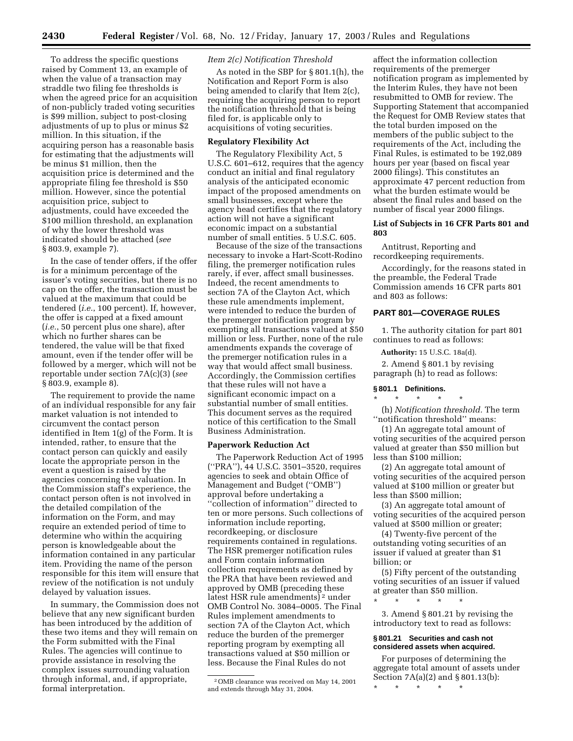To address the specific questions raised by Comment 13, an example of when the value of a transaction may straddle two filing fee thresholds is when the agreed price for an acquisition of non-publicly traded voting securities is $99 million, subject to post-closing adjustments of up to plus or minus $2 million. In this situation, if the acquiring person has a reasonable basis for estimating that the adjustments will be minus $1 million, then the acquisition price is determined and the appropriate filing fee threshold is $50 million. However, since the potential acquisition price, subject to adjustments, could have exceeded the $100 million threshold, an explanation of why the lower threshold was indicated should be attached (*see* § 803.9, example 7).

In the case of tender offers, if the offer is for a minimum percentage of the issuer's voting securities, but there is no cap on the offer, the transaction must be valued at the maximum that could be tendered (*i.e.*, 100 percent). If, however, the offer is capped at a fixed amount (*i.e.*, 50 percent plus one share), after which no further shares can be tendered, the value will be that fixed amount, even if the tender offer will be followed by a merger, which will not be reportable under section 7A(c)(3) (*see* § 803.9, example 8).

The requirement to provide the name of an individual responsible for any fair market valuation is not intended to circumvent the contact person identified in Item 1(g) of the Form. It is intended, rather, to ensure that the contact person can quickly and easily locate the appropriate person in the event a question is raised by the agencies concerning the valuation. In the Commission staff's experience, the contact person often is not involved in the detailed compilation of the information on the Form, and may require an extended period of time to determine who within the acquiring person is knowledgeable about the information contained in any particular item. Providing the name of the person responsible for this item will ensure that review of the notification is not unduly delayed by valuation issues.

In summary, the Commission does not believe that any new significant burden has been introduced by the addition of these two items and they will remain on the Form submitted with the Final Rules. The agencies will continue to provide assistance in resolving the complex issues surrounding valuation through informal, and, if appropriate, formal interpretation.

*Item 2(c) Notification Threshold*

As noted in the SBP for § 801.1(h), the Notification and Report Form is also being amended to clarify that Item 2(c), requiring the acquiring person to report the notification threshold that is being filed for, is applicable only to acquisitions of voting securities.

**Regulatory Flexibility Act**

The Regulatory Flexibility Act, 5 U.S.C. 601–612, requires that the agency conduct an initial and final regulatory analysis of the anticipated economic impact of the proposed amendments on small businesses, except where the agency head certifies that the regulatory action will not have a significant economic impact on a substantial number of small entities. 5 U.S.C. 605.

Because of the size of the transactions necessary to invoke a Hart-Scott-Rodino filing, the premerger notification rules rarely, if ever, affect small businesses. Indeed, the recent amendments to section 7A of the Clayton Act, which these rule amendments implement, were intended to reduce the burden of the premerger notification program by exempting all transactions valued at $50 million or less. Further, none of the rule amendments expands the coverage of the premerger notification rules in a way that would affect small business. Accordingly, the Commission certifies that these rules will not have a significant economic impact on a substantial number of small entities. This document serves as the required notice of this certification to the Small Business Administration.

**Paperwork Reduction Act**

The Paperwork Reduction Act of 1995 (''PRA''), 44 U.S.C. 3501–3520, requires agencies to seek and obtain Office of Management and Budget (''OMB'') approval before undertaking a ''collection of information'' directed to ten or more persons. Such collections of information include reporting, recordkeeping, or disclosure requirements contained in regulations. The HSR premerger notification rules and Form contain information collection requirements as defined by the PRA that have been reviewed and approved by OMB (preceding these latest HSR rule amendments) [2] under OMB Control No. 3084–0005. The Final Rules implement amendments to section 7A of the Clayton Act, which reduce the burden of the premerger reporting program by exempting all transactions valued at $50 million or less. Because the Final Rules do not affect the information collection requirements of the premerger notification program as implemented by the Interim Rules, they have not been resubmitted to OMB for review. The Supporting Statement that accompanied the Request for OMB Review states that the total burden imposed on the members of the public subject to the requirements of the Act, including the Final Rules, is estimated to be 192,089 hours per year (based on fiscal year 2000 filings). This constitutes an approximate 47 percent reduction from what the burden estimate would be absent the final rules and based on the number of fiscal year 2000 filings.

[2] OMB clearance was received on May 14, 2001 and extends through May 31, 2004.

**List of Subjects in 16 CFR Parts 801 and 803**

Antitrust, Reporting and recordkeeping requirements.

Accordingly, for the reasons stated in the preamble, the Federal Trade Commission amends 16 CFR parts 801 and 803 as follows:

## PART 801—COVERAGE RULES

1. The authority citation for part 801 continues to read as follows:

**Authority:** 15 U.S.C. 18a(d).

2. Amend § 801.1 by revising paragraph (h) to read as follows:

### § 801.1 Definitions.

\* \* \* \* \*

(h) *Notification threshold.* The term ''notification threshold'' means:

(1) An aggregate total amount of voting securities of the acquired person valued at greater than $50 million but less than $100 million;

(2) An aggregate total amount of voting securities of the acquired person valued at $100 million or greater but less than $500 million;

(3) An aggregate total amount of voting securities of the acquired person valued at $500 million or greater;

(4) Twenty-five percent of the outstanding voting securities of an issuer if valued at greater than $1 billion; or

(5) Fifty percent of the outstanding voting securities of an issuer if valued at greater than $50 million.

\* \* \* \* \*

3. Amend § 801.21 by revising the introductory text to read as follows:

### § 801.21 Securities and cash not considered assets when acquired.

For purposes of determining the aggregate total amount of assets under Section 7A(a)(2) and § 801.13(b):

\* \* \* \* \*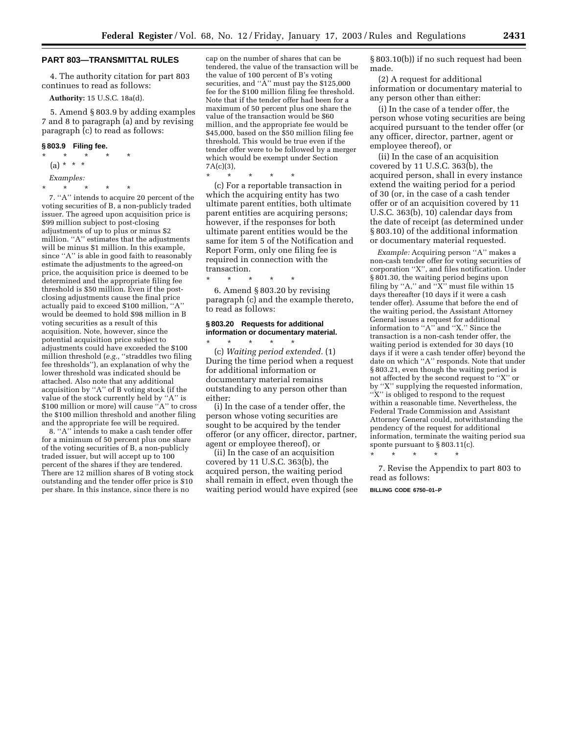## PART 803—TRANSMITTAL RULES

4. The authority citation for part 803 continues to read as follows:

**Authority:** 15 U.S.C. 18a(d).

5. Amend § 803.9 by adding examples 7 and 8 to paragraph (a) and by revising paragraph (c) to read as follows:

### § 803.9 Filing fee.

\* \* \* \* \*

(a) \* \* \*

*Examples:*

\* \* \* \* \*

7. ''A'' intends to acquire 20 percent of the voting securities of B, a non-publicly traded issuer. The agreed upon acquisition price is $99 million subject to post-closing adjustments of up to plus or minus $2 million. ''A'' estimates that the adjustments will be minus $1 million. In this example, since ''A'' is able in good faith to reasonably estimate the adjustments to the agreed-on price, the acquisition price is deemed to be determined and the appropriate filing fee threshold is $50 million. Even if the post-closing adjustments cause the final price actually paid to exceed $100 million, ''A'' would be deemed to hold $98 million in B voting securities as a result of this acquisition. Note, however, since the potential acquisition price subject to adjustments could have exceeded the $100 million threshold (*e.g.*, ''straddles two filing fee thresholds''), an explanation of why the lower threshold was indicated should be attached. Also note that any additional acquisition by ''A'' of B voting stock (if the value of the stock currently held by ''A'' is $100 million or more) will cause ''A'' to cross the $100 million threshold and another filing and the appropriate fee will be required.

8. ''A'' intends to make a cash tender offer for a minimum of 50 percent plus one share of the voting securities of B, a non-publicly traded issuer, but will accept up to 100 percent of the shares if they are tendered. There are 12 million shares of B voting stock outstanding and the tender offer price is $10 per share. In this instance, since there is no cap on the number of shares that can be tendered, the value of the transaction will be the value of 100 percent of B's voting securities, and ''A'' must pay the $125,000 fee for the $100 million filing fee threshold. Note that if the tender offer had been for a maximum of 50 percent plus one share the value of the transaction would be $60 million, and the appropriate fee would be $45,000, based on the $50 million filing fee threshold. This would be true even if the tender offer were to be followed by a merger which would be exempt under Section 7A(c)(3),

\* \* \* \* \*

(c) For a reportable transaction in which the acquiring entity has two ultimate parent entities, both ultimate parent entities are acquiring persons; however, if the responses for both ultimate parent entities would be the same for item 5 of the Notification and Report Form, only one filing fee is required in connection with the transaction.

\* \* \* \* \*

6. Amend § 803.20 by revising paragraph (c) and the example thereto, to read as follows:

### § 803.20 Requests for additional information or documentary material.

\* \* \* \* \*

(c) *Waiting period extended.* (1) During the time period when a request for additional information or documentary material remains outstanding to any person other than either:

(i) In the case of a tender offer, the person whose voting securities are sought to be acquired by the tender offeror (or any officer, director, partner, agent or employee thereof), or

(ii) In the case of an acquisition covered by 11 U.S.C. 363(b), the acquired person, the waiting period shall remain in effect, even though the waiting period would have expired (see § 803.10(b)) if no such request had been made.

(2) A request for additional information or documentary material to any person other than either:

(i) In the case of a tender offer, the person whose voting securities are being acquired pursuant to the tender offer (or any officer, director, partner, agent or employee thereof), or

(ii) In the case of an acquisition covered by 11 U.S.C. 363(b), the acquired person, shall in every instance extend the waiting period for a period of 30 (or, in the case of a cash tender offer or of an acquisition covered by 11 U.S.C. 363(b), 10) calendar days from the date of receipt (as determined under § 803.10) of the additional information or documentary material requested.

*Example:* Acquiring person ''A'' makes a non-cash tender offer for voting securities of corporation ''X'', and files notification. Under § 801.30, the waiting period begins upon filing by ''A,'' and ''X'' must file within 15 days thereafter (10 days if it were a cash tender offer). Assume that before the end of the waiting period, the Assistant Attorney General issues a request for additional information to ''A'' and ''X.'' Since the transaction is a non-cash tender offer, the waiting period is extended for 30 days (10 days if it were a cash tender offer) beyond the date on which ''A'' responds. Note that under § 803.21, even though the waiting period is not affected by the second request to ''X'' or by ''X'' supplying the requested information, ''X'' is obliged to respond to the request within a reasonable time. Nevertheless, the Federal Trade Commission and Assistant Attorney General could, notwithstanding the pendency of the request for additional information, terminate the waiting period sua sponte pursuant to § 803.11(c).

\* \* \* \* \*

7. Revise the Appendix to part 803 to read as follows:

BILLING CODE 6750–01–P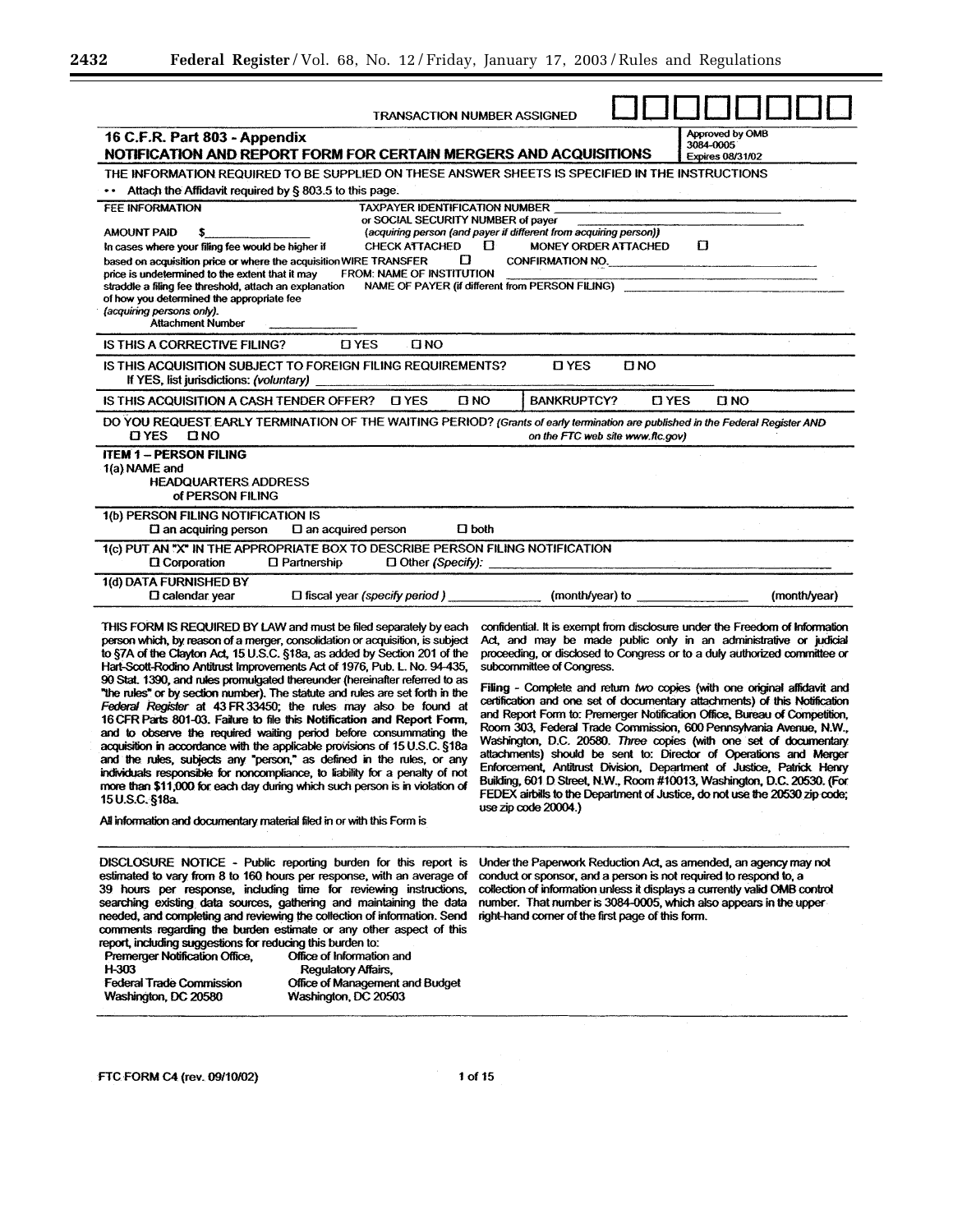TRANSACTION NUMBER ASSIGNED ☐☐☐☐☐☐☐☐

**16 C.F.R. Part 803 - Appendix**
**NOTIFICATION AND REPORT FORM FOR CERTAIN MERGERS AND ACQUISITIONS**

Approved by OMB 3084-0005 Expires 08/31/02

THE INFORMATION REQUIRED TO BE SUPPLIED ON THESE ANSWER SHEETS IS SPECIFIED IN THE INSTRUCTIONS

•• Attach the Affidavit required by § 803.5 to this page.

**FEE INFORMATION**

AMOUNT PAID $________________

In cases where your filing fee would be higher if based on acquisition price or where the acquisition price is undetermined to the extent that it may straddle a filing fee threshold, attach an explanation of how you determined the appropriate fee *(acquiring persons only).*

Attachment Number ____________

TAXPAYER IDENTIFICATION NUMBER or SOCIAL SECURITY NUMBER of payer ________________________________
*(acquiring person (and payer if different from acquiring person))*

CHECK ATTACHED ☐ MONEY ORDER ATTACHED ☐

WIRE TRANSFER ☐ CONFIRMATION NO. ________________

FROM: NAME OF INSTITUTION ________________

NAME OF PAYER (if different from PERSON FILING) ________________

IS THIS A CORRECTIVE FILING? ☐ YES ☐ NO

IS THIS ACQUISITION SUBJECT TO FOREIGN FILING REQUIREMENTS? ☐ YES ☐ NO
If YES, list jurisdictions: *(voluntary)* ________________

IS THIS ACQUISITION A CASH TENDER OFFER? ☐ YES ☐ NO | BANKRUPTCY? ☐ YES ☐ NO

DO YOU REQUEST EARLY TERMINATION OF THE WAITING PERIOD? *(Grants of early termination are published in the Federal Register AND on the FTC web site www.ftc.gov)*
☐ YES ☐ NO

**ITEM 1 – PERSON FILING**

1(a) NAME and HEADQUARTERS ADDRESS of PERSON FILING

1(b) PERSON FILING NOTIFICATION IS
☐ an acquiring person ☐ an acquired person ☐ both

1(c) PUT AN "X" IN THE APPROPRIATE BOX TO DESCRIBE PERSON FILING NOTIFICATION
☐ Corporation ☐ Partnership ☐ Other *(Specify):* ________________

1(d) DATA FURNISHED BY
☐ calendar year ☐ fiscal year *(specify period)* ____________ (month/year) to ____________ (month/year)

THIS FORM IS REQUIRED BY LAW and must be filed separately by each person which, by reason of a merger, consolidation or acquisition, is subject to §7A of the Clayton Act, 15 U.S.C. §18a, as added by Section 201 of the Hart-Scott-Rodino Antitrust Improvements Act of 1976, Pub. L. No. 94-435, 90 Stat. 1390, and rules promulgated thereunder (hereinafter referred to as "the rules" or by section number). The statute and rules are set forth in the *Federal Register* at 43 FR 33450; the rules may also be found at 16 CFR Parts 801-03. Failure to file this **Notification and Report Form,** and to observe the required waiting period before consummating the acquisition in accordance with the applicable provisions of 15 U.S.C. §18a and the rules, subjects any "person," as defined in the rules, or any individuals responsible for noncompliance, to liability for a penalty of not more than $11,000 for each day during which such person is in violation of 15 U.S.C. §18a.

All information and documentary material filed in or with this Form is confidential. It is exempt from disclosure under the Freedom of Information Act, and may be made public only in an administrative or judicial proceeding, or disclosed to Congress or to a duly authorized committee or subcommittee of Congress.

**Filing** - Complete and return *two* copies (with one original affidavit and certification and one set of documentary attachments) of this Notification and Report Form to: Premerger Notification Office, Bureau of Competition, Room 303, Federal Trade Commission, 600 Pennsylvania Avenue, N.W., Washington, D.C. 20580. *Three* copies (with one set of documentary attachments) should be sent to: Director of Operations and Merger Enforcement, Antitrust Division, Department of Justice, Patrick Henry Building, 601 D Street, N.W., Room #10013, Washington, D.C. 20530. (For FEDEX airbills to the Department of Justice, do not use the 20530 zip code; use zip code 20004.)

DISCLOSURE NOTICE - Public reporting burden for this report is estimated to vary from 8 to 160 hours per response, with an average of 39 hours per response, including time for reviewing instructions, searching existing data sources, gathering and maintaining the data needed, and completing and reviewing the collection of information. Send comments regarding the burden estimate or any other aspect of this report, including suggestions for reducing this burden to:

| | |
|---|---|
| Premerger Notification Office, | Office of Information and |
| H-303 | Regulatory Affairs, |
| Federal Trade Commission | Office of Management and Budget |
| Washington, DC 20580 | Washington, DC 20503 |

Under the Paperwork Reduction Act, as amended, an agency may not conduct or sponsor, and a person is not required to respond to, a collection of information unless it displays a currently valid OMB control number. That number is 3084-0005, which also appears in the upper right-hand corner of the first page of this form.

FTC FORM C4 (rev. 09/10/02)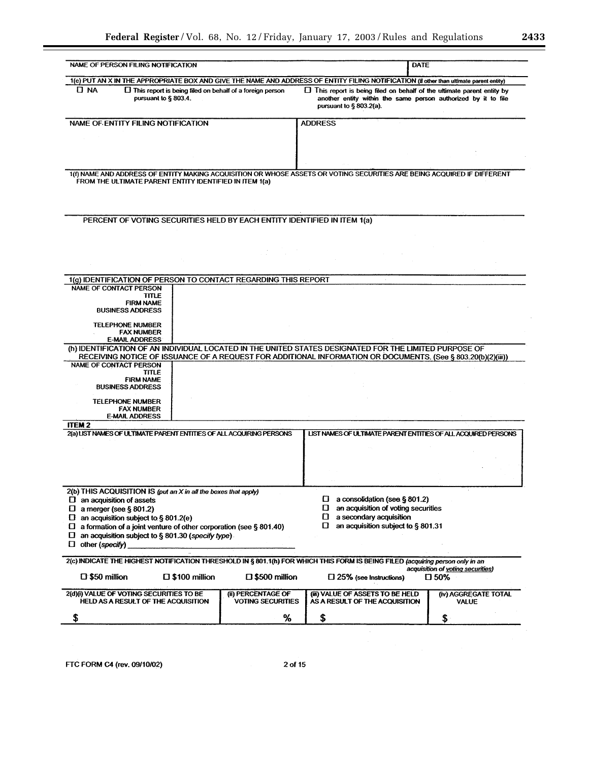| NAME OF PERSON FILING NOTIFICATION | DATE |
|---|---|
| | |

**1(e) PUT AN X IN THE APPROPRIATE BOX AND GIVE THE NAME AND ADDRESS OF ENTITY FILING NOTIFICATION** *(if other than ultimate parent entity)*

☐ NA ☐ This report is being filed on behalf of a foreign person pursuant to § 803.4. ☐ This report is being filed on behalf of the ultimate parent entity by another entity within the same person authorized by it to file pursuant to § 803.2(a).

| NAME OF ENTITY FILING NOTIFICATION | ADDRESS |
|---|---|
| | |

**1(f) NAME AND ADDRESS OF ENTITY MAKING ACQUISITION OR WHOSE ASSETS OR VOTING SECURITIES ARE BEING ACQUIRED IF DIFFERENT FROM THE ULTIMATE PARENT ENTITY IDENTIFIED IN ITEM 1(a)**

PERCENT OF VOTING SECURITIES HELD BY EACH ENTITY IDENTIFIED IN ITEM 1(a)

**1(g) IDENTIFICATION OF PERSON TO CONTACT REGARDING THIS REPORT**

| | |
|---|---|
| NAME OF CONTACT PERSON | |
| TITLE | |
| FIRM NAME | |
| BUSINESS ADDRESS | |
| TELEPHONE NUMBER | |
| FAX NUMBER | |
| E-MAIL ADDRESS | |

**(h) IDENTIFICATION OF AN INDIVIDUAL LOCATED IN THE UNITED STATES DESIGNATED FOR THE LIMITED PURPOSE OF RECEIVING NOTICE OF ISSUANCE OF A REQUEST FOR ADDITIONAL INFORMATION OR DOCUMENTS. (See § 803.20(b)(2)(iii))**

| | |
|---|---|
| NAME OF CONTACT PERSON | |
| TITLE | |
| FIRM NAME | |
| BUSINESS ADDRESS | |
| TELEPHONE NUMBER | |
| FAX NUMBER | |
| E-MAIL ADDRESS | |

**ITEM 2**

| 2(a) LIST NAMES OF ULTIMATE PARENT ENTITIES OF ALL ACQUIRING PERSONS | LIST NAMES OF ULTIMATE PARENT ENTITIES OF ALL ACQUIRED PERSONS |
|---|---|
| | |

**2(b) THIS ACQUISITION IS** *(put an X in all the boxes that apply)*

- ☐ an acquisition of assets
- ☐ a merger (see § 801.2)
- ☐ an acquisition subject to § 801.2(e)
- ☐ a formation of a joint venture of other corporation (see § 801.40)
- ☐ an acquisition subject to § 801.30 *(specify type)*
- ☐ other *(specify)* ____________________
- ☐ a consolidation (see § 801.2)
- ☐ an acquisition of voting securities
- ☐ a secondary acquisition
- ☐ an acquisition subject to § 801.31

**2(c) INDICATE THE HIGHEST NOTIFICATION THRESHOLD IN § 801.1(h) FOR WHICH THIS FORM IS BEING FILED** *(acquiring person only in an acquisition of voting securities)*

☐ $50 million ☐ $100 million ☐ $500 million ☐ 25% (see Instructions) ☐ 50%

| 2(d)(i) VALUE OF VOTING SECURITIES TO BE HELD AS A RESULT OF THE ACQUISITION | (ii) PERCENTAGE OF VOTING SECURITIES | (iii) VALUE OF ASSETS TO BE HELD AS A RESULT OF THE ACQUISITION | (iv) AGGREGATE TOTAL VALUE |
|---|---|---|---|
| $ | % | $ | $ |

FTC FORM C4 (rev. 09/10/02)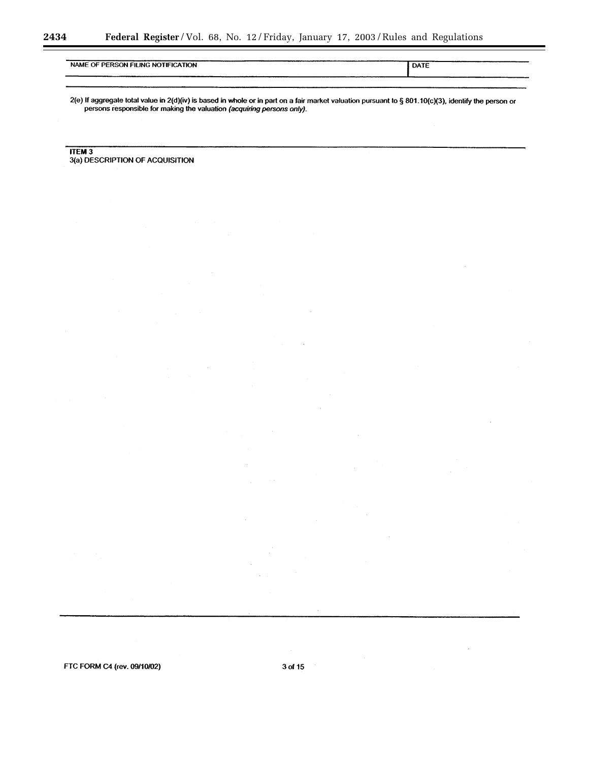| NAME OF PERSON FILING NOTIFICATION | DATE |
|---|---|
| | |

2(e) If aggregate total value in 2(d)(iv) is based in whole or in part on a fair market valuation pursuant to § 801.10(c)(3), identify the person or persons responsible for making the valuation *(acquiring persons only)*.

**ITEM 3**

3(a) DESCRIPTION OF ACQUISITION

FTC FORM C4 (rev. 09/10/02)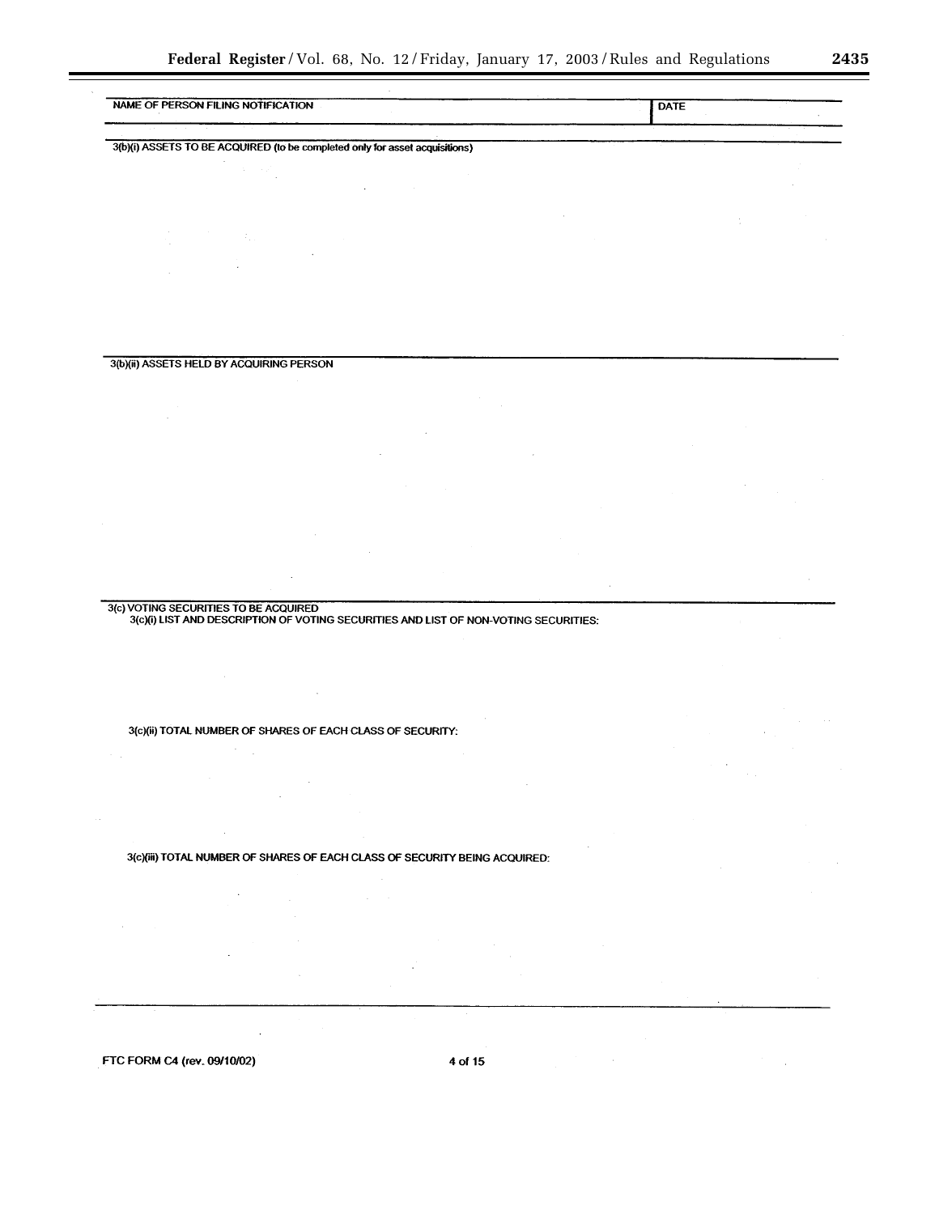| NAME OF PERSON FILING NOTIFICATION | DATE |
| --- | --- |
| | |

3(b)(i) ASSETS TO BE ACQUIRED (to be completed only for asset acquisitions)

3(b)(ii) ASSETS HELD BY ACQUIRING PERSON

3(c) VOTING SECURITIES TO BE ACQUIRED

3(c)(i) LIST AND DESCRIPTION OF VOTING SECURITIES AND LIST OF NON-VOTING SECURITIES:

3(c)(ii) TOTAL NUMBER OF SHARES OF EACH CLASS OF SECURITY:

3(c)(iii) TOTAL NUMBER OF SHARES OF EACH CLASS OF SECURITY BEING ACQUIRED:

FTC FORM C4 (rev. 09/10/02)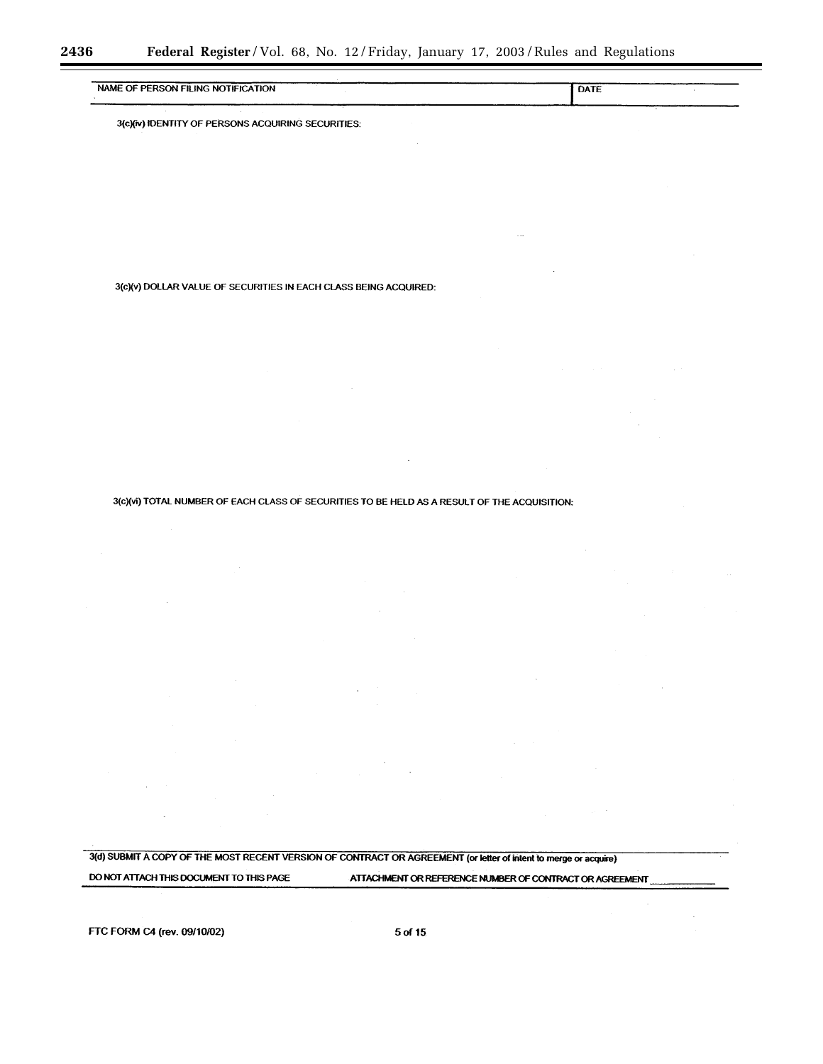| NAME OF PERSON FILING NOTIFICATION | DATE |
| --- | --- |
| | |

3(c)(iv) IDENTITY OF PERSONS ACQUIRING SECURITIES:

3(c)(v) DOLLAR VALUE OF SECURITIES IN EACH CLASS BEING ACQUIRED:

3(c)(vi) TOTAL NUMBER OF EACH CLASS OF SECURITIES TO BE HELD AS A RESULT OF THE ACQUISITION:

3(d) SUBMIT A COPY OF THE MOST RECENT VERSION OF CONTRACT OR AGREEMENT (or letter of intent to merge or acquire)

DO NOT ATTACH THIS DOCUMENT TO THIS PAGE ATTACHMENT OR REFERENCE NUMBER OF CONTRACT OR AGREEMENT ____________

FTC FORM C4 (rev. 09/10/02)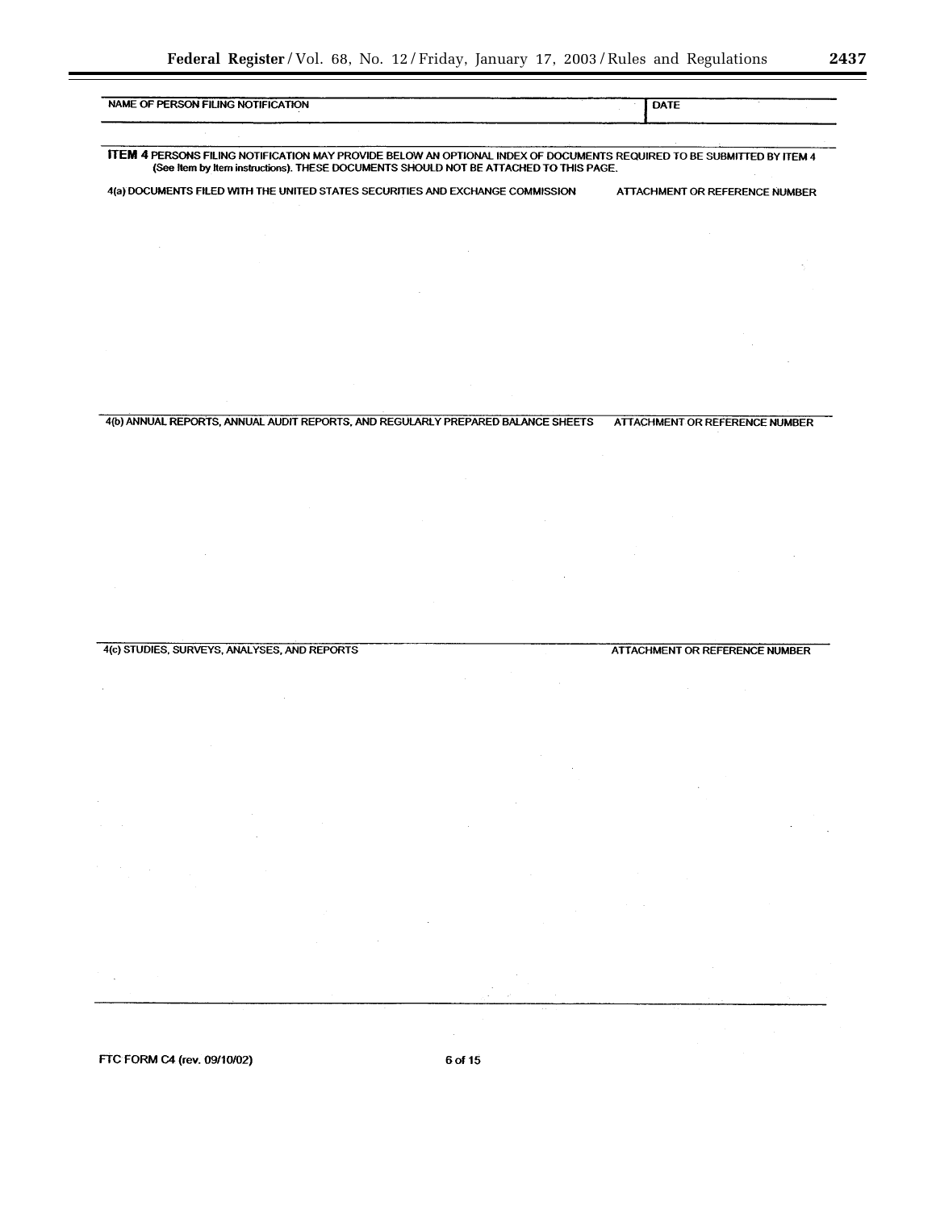| NAME OF PERSON FILING NOTIFICATION | DATE |
| --- | --- |
| | |

**ITEM 4** PERSONS FILING NOTIFICATION MAY PROVIDE BELOW AN OPTIONAL INDEX OF DOCUMENTS REQUIRED TO BE SUBMITTED BY ITEM 4 (See Item by Item instructions). THESE DOCUMENTS SHOULD NOT BE ATTACHED TO THIS PAGE.

| 4(a) DOCUMENTS FILED WITH THE UNITED STATES SECURITIES AND EXCHANGE COMMISSION | ATTACHMENT OR REFERENCE NUMBER |
| --- | --- |
| | |

| 4(b) ANNUAL REPORTS, ANNUAL AUDIT REPORTS, AND REGULARLY PREPARED BALANCE SHEETS | ATTACHMENT OR REFERENCE NUMBER |
| --- | --- |
| | |

| 4(c) STUDIES, SURVEYS, ANALYSES, AND REPORTS | ATTACHMENT OR REFERENCE NUMBER |
| --- | --- |
| | |

FTC FORM C4 (rev. 09/10/02)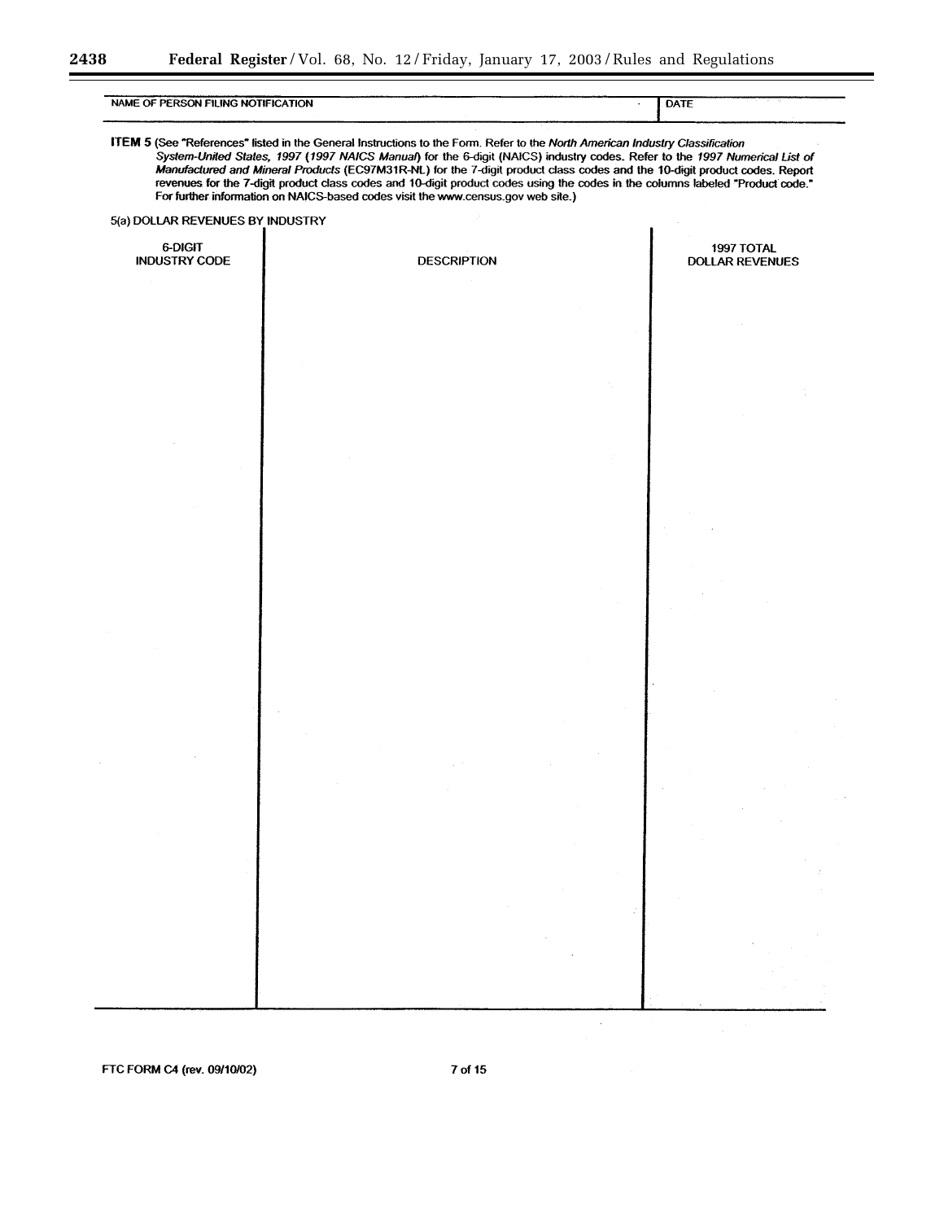| NAME OF PERSON FILING NOTIFICATION | DATE |
|---|---|
| | |

**ITEM 5** (See "References" listed in the General Instructions to the Form. Refer to the *North American Industry Classification System-United States, 1997* (*1997 NAICS Manual*) for the 6-digit (NAICS) industry codes. Refer to the *1997 Numerical List of Manufactured and Mineral Products* (EC97M31R-NL) for the 7-digit product class codes and the 10-digit product codes. Report revenues for the 7-digit product class codes and 10-digit product codes using the codes in the columns labeled "Product code." For further information on NAICS-based codes visit the www.census.gov web site.)

5(a) DOLLAR REVENUES BY INDUSTRY

| 6-DIGIT INDUSTRY CODE | DESCRIPTION | 1997 TOTAL DOLLAR REVENUES |
|---|---|---|
| | | |

FTC FORM C4 (rev. 09/10/02)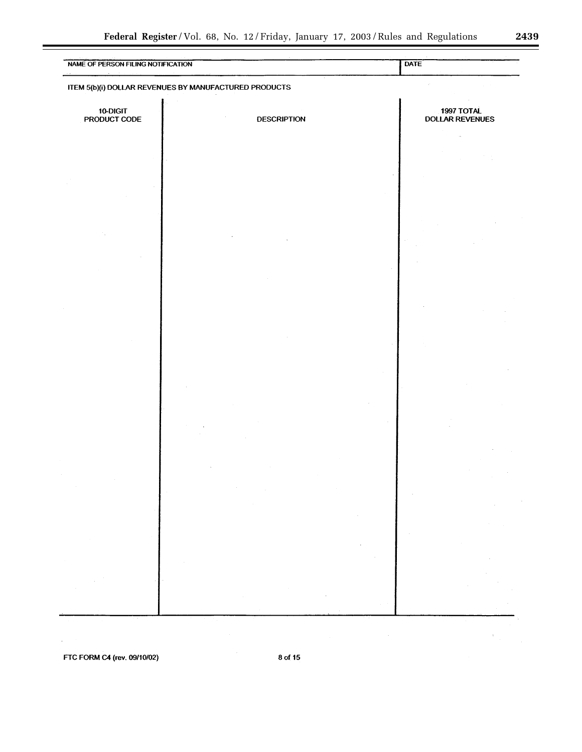| NAME OF PERSON FILING NOTIFICATION | DATE |
| --- | --- |
| | |

ITEM 5(b)(i) DOLLAR REVENUES BY MANUFACTURED PRODUCTS

| 10-DIGIT PRODUCT CODE | DESCRIPTION | 1997 TOTAL DOLLAR REVENUES |
| --- | --- | --- |
| | | |

FTC FORM C4 (rev. 09/10/02)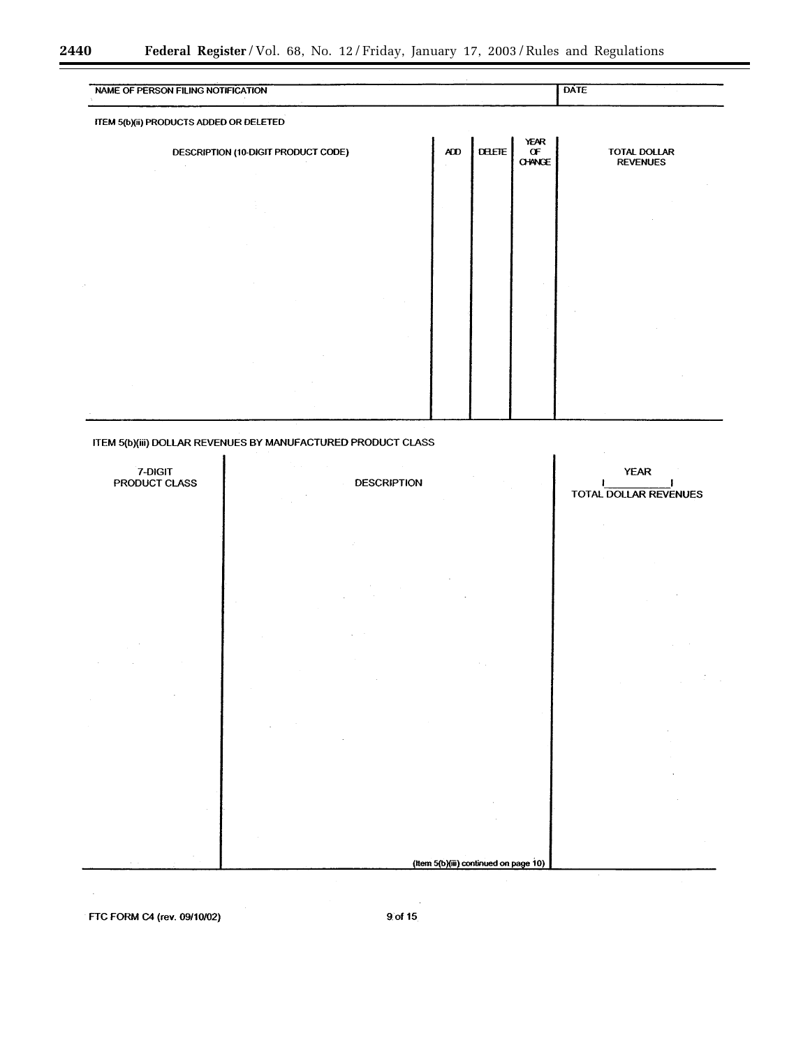| NAME OF PERSON FILING NOTIFICATION | DATE |
| --- | --- |
| | |

ITEM 5(b)(ii) PRODUCTS ADDED OR DELETED

| DESCRIPTION (10-DIGIT PRODUCT CODE) | ADD | DELETE | YEAR OF CHANGE | TOTAL DOLLAR REVENUES |
| --- | --- | --- | --- | --- |
| | | | | |

ITEM 5(b)(iii) DOLLAR REVENUES BY MANUFACTURED PRODUCT CLASS

| 7-DIGIT PRODUCT CLASS | DESCRIPTION | YEAR I\_\_\_\_\_\_\_\_\_\_I TOTAL DOLLAR REVENUES |
| --- | --- | --- |
| | | |

(Item 5(b)(iii) continued on page 10)

FTC FORM C4 (rev. 09/10/02)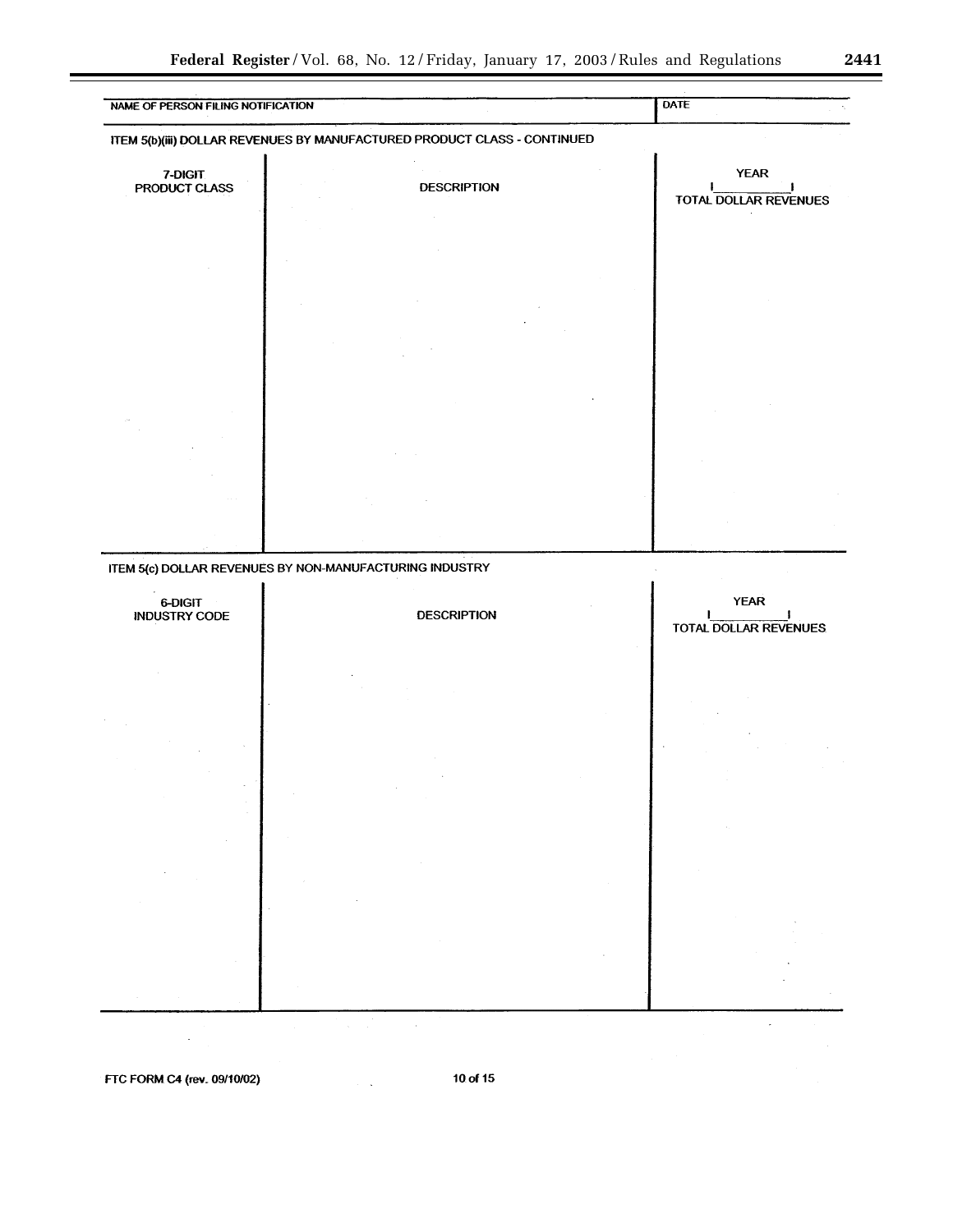| NAME OF PERSON FILING NOTIFICATION | DATE |
| --- | --- |
| | |

ITEM 5(b)(iii) DOLLAR REVENUES BY MANUFACTURED PRODUCT CLASS - CONTINUED

| 7-DIGIT PRODUCT CLASS | DESCRIPTION | YEAR \|\_\_\_\_\_\_\_\_\_\| TOTAL DOLLAR REVENUES |
| --- | --- | --- |
| | | |

ITEM 5(c) DOLLAR REVENUES BY NON-MANUFACTURING INDUSTRY

| 6-DIGIT INDUSTRY CODE | DESCRIPTION | YEAR \|\_\_\_\_\_\_\_\_\_\| TOTAL DOLLAR REVENUES |
| --- | --- | --- |
| | | |

FTC FORM C4 (rev. 09/10/02)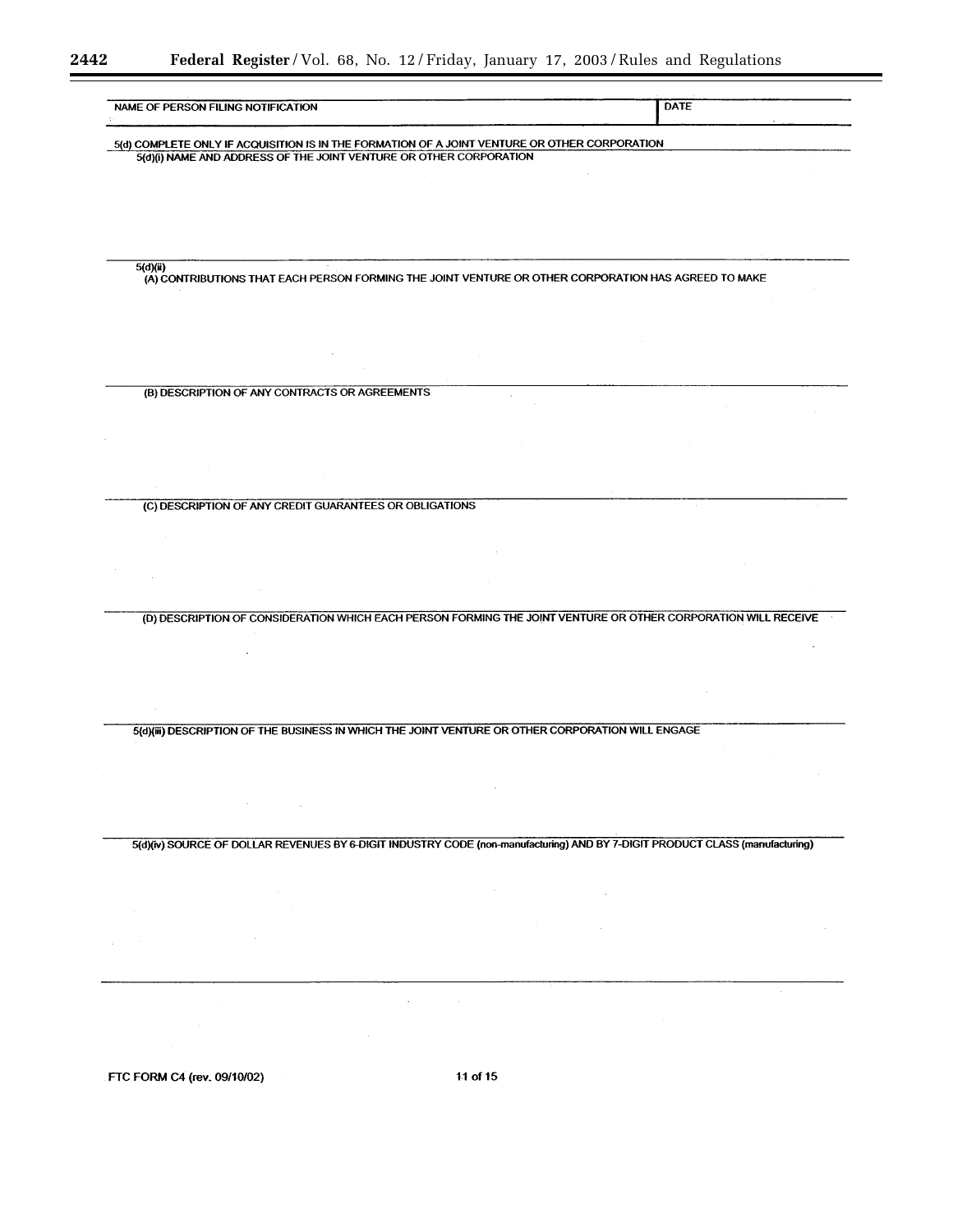| NAME OF PERSON FILING NOTIFICATION | DATE |
| --- | --- |
| | |

**5(d) COMPLETE ONLY IF ACQUISITION IS IN THE FORMATION OF A JOINT VENTURE OR OTHER CORPORATION**

5(d)(i) NAME AND ADDRESS OF THE JOINT VENTURE OR OTHER CORPORATION

5(d)(ii)

(A) CONTRIBUTIONS THAT EACH PERSON FORMING THE JOINT VENTURE OR OTHER CORPORATION HAS AGREED TO MAKE

(B) DESCRIPTION OF ANY CONTRACTS OR AGREEMENTS

(C) DESCRIPTION OF ANY CREDIT GUARANTEES OR OBLIGATIONS

(D) DESCRIPTION OF CONSIDERATION WHICH EACH PERSON FORMING THE JOINT VENTURE OR OTHER CORPORATION WILL RECEIVE

5(d)(iii) DESCRIPTION OF THE BUSINESS IN WHICH THE JOINT VENTURE OR OTHER CORPORATION WILL ENGAGE

5(d)(iv) SOURCE OF DOLLAR REVENUES BY 6-DIGIT INDUSTRY CODE (non-manufacturing) AND BY 7-DIGIT PRODUCT CLASS (manufacturing)

FTC FORM C4 (rev. 09/10/02)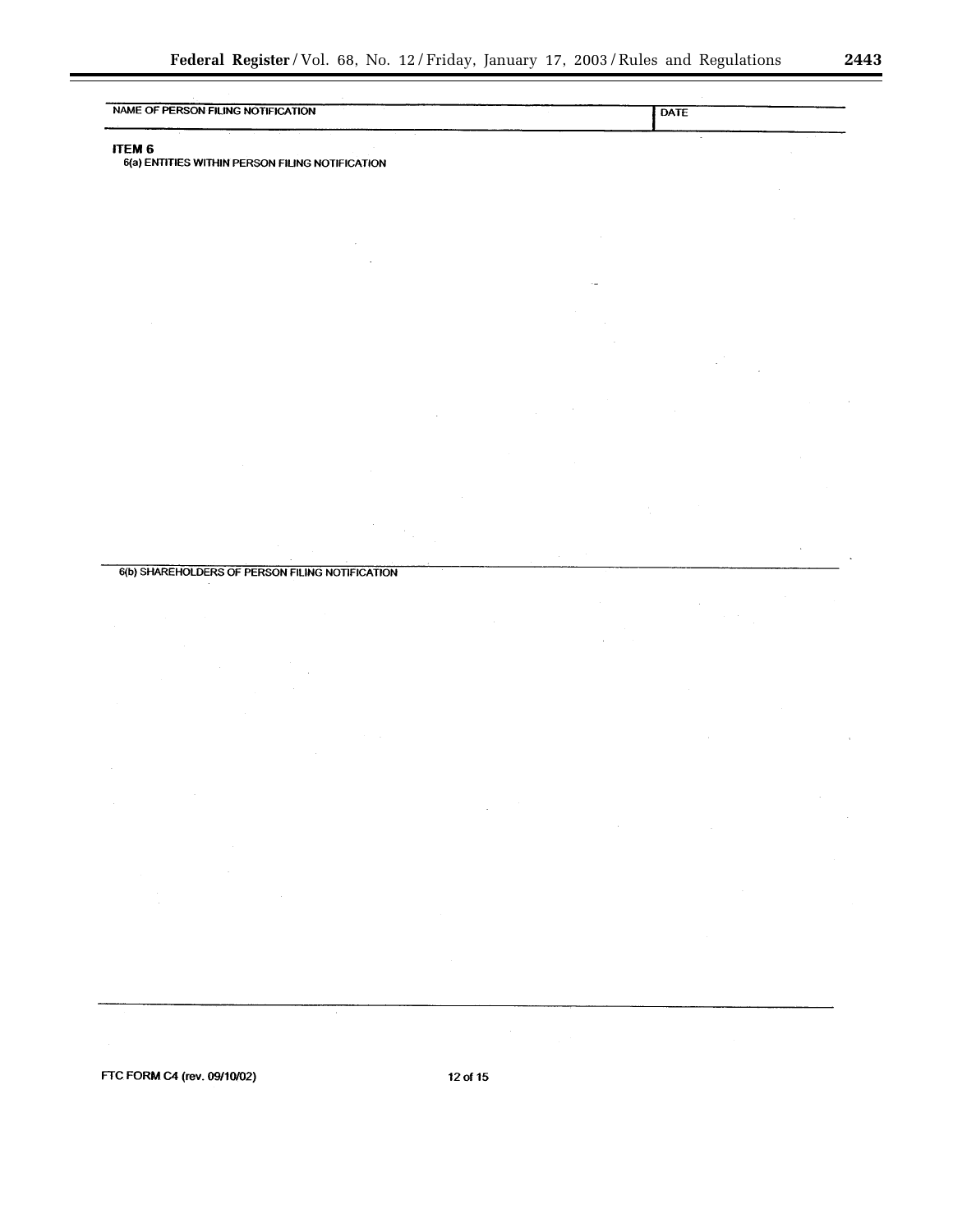| NAME OF PERSON FILING NOTIFICATION | DATE |
| --- | --- |
| | |

**ITEM 6**

6(a) ENTITIES WITHIN PERSON FILING NOTIFICATION

6(b) SHAREHOLDERS OF PERSON FILING NOTIFICATION

FTC FORM C4 (rev. 09/10/02)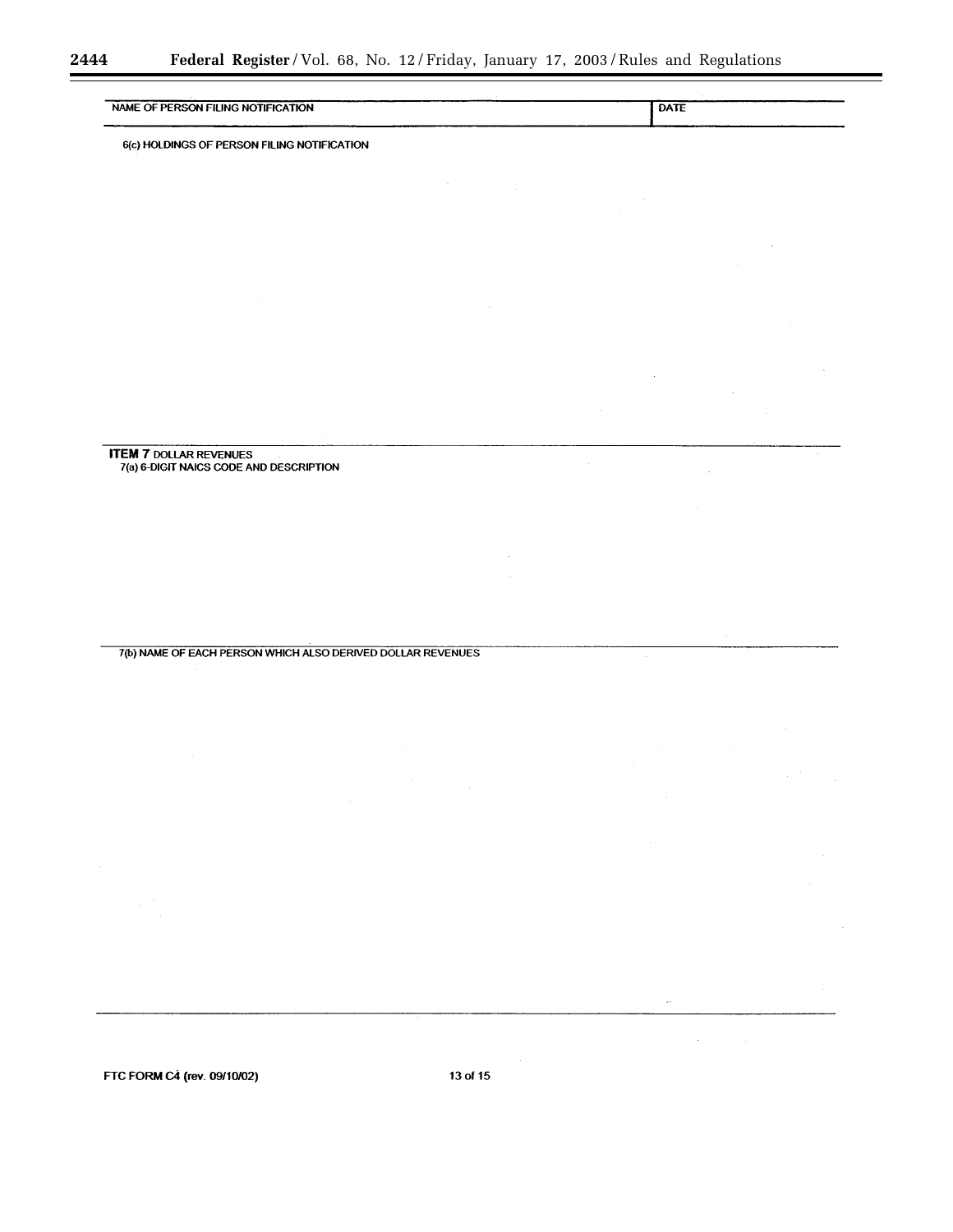| NAME OF PERSON FILING NOTIFICATION | DATE |
| --- | --- |
| | |

6(c) HOLDINGS OF PERSON FILING NOTIFICATION

**ITEM 7** DOLLAR REVENUES

7(a) 6-DIGIT NAICS CODE AND DESCRIPTION

7(b) NAME OF EACH PERSON WHICH ALSO DERIVED DOLLAR REVENUES

FTC FORM C4 (rev. 09/10/02)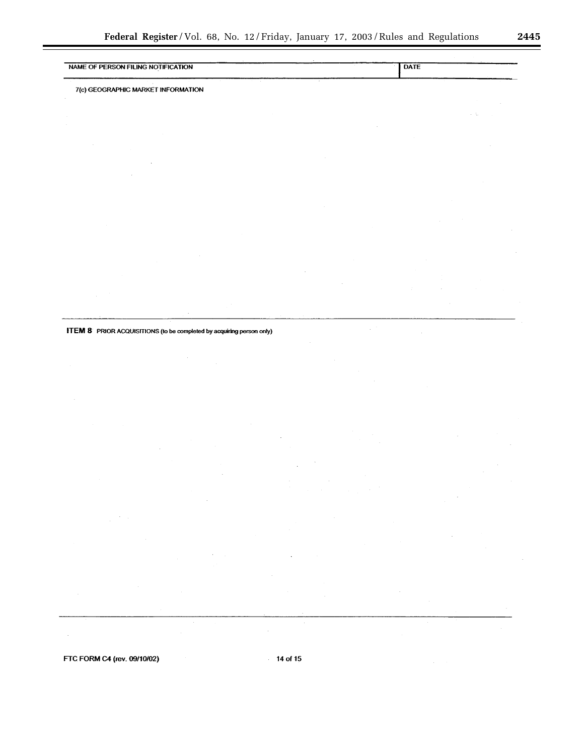| NAME OF PERSON FILING NOTIFICATION | DATE |
| --- | --- |
| | |

7(c) GEOGRAPHIC MARKET INFORMATION

**ITEM 8** PRIOR ACQUISITIONS (to be completed by acquiring person only)

FTC FORM C4 (rev. 09/10/02)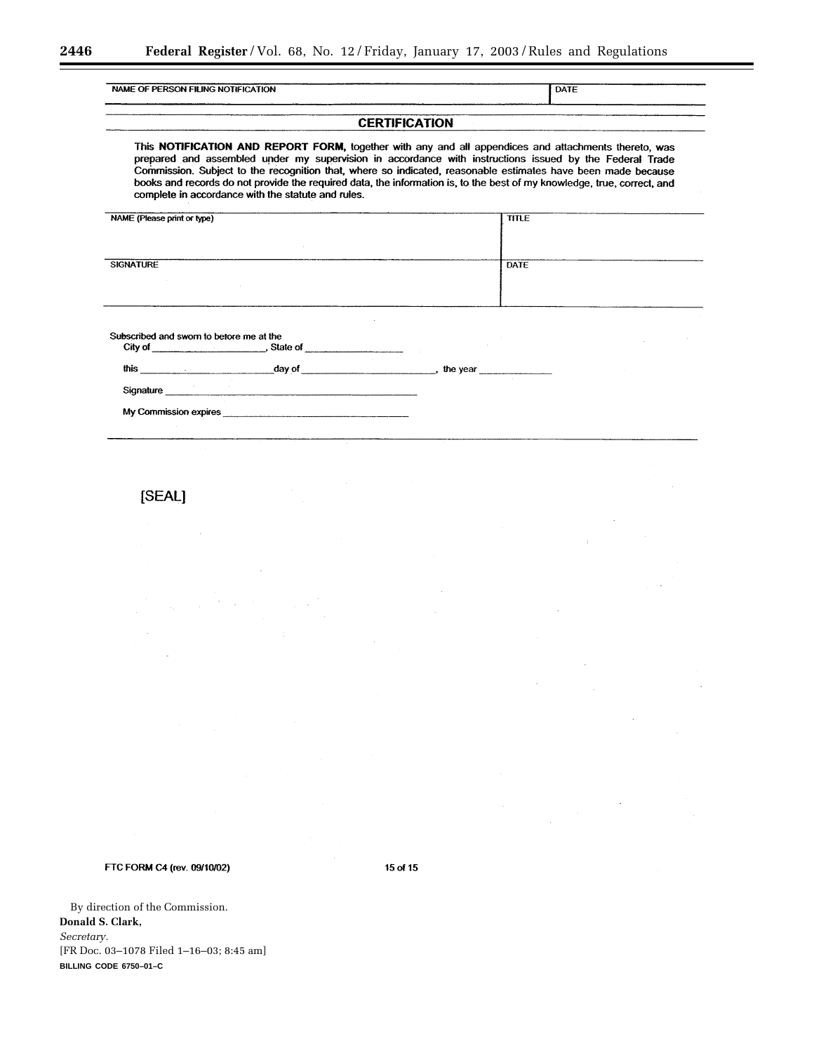| NAME OF PERSON FILING NOTIFICATION | DATE |
| --- | --- |
| | |

## CERTIFICATION

This **NOTIFICATION AND REPORT FORM,** together with any and all appendices and attachments thereto, was prepared and assembled under my supervision in accordance with instructions issued by the Federal Trade Commission. Subject to the recognition that, where so indicated, reasonable estimates have been made because books and records do not provide the required data, the information is, to the best of my knowledge, true, correct, and complete in accordance with the statute and rules.

| NAME (Please print or type) | TITLE |
| --- | --- |
| | |
| SIGNATURE | DATE |
| | |

Subscribed and sworn to before me at the
City of ____________________, State of __________________

this ________________________day of ________________________, the year _____________

Signature _____________________________________________

My Commission expires _________________________________

[SEAL]

FTC FORM C4 (rev. 09/10/02)

By direction of the Commission.

**Donald S. Clark,**

*Secretary.*

[FR Doc. 03–1078 Filed 1–16–03; 8:45 am]

BILLING CODE 6750–01–C